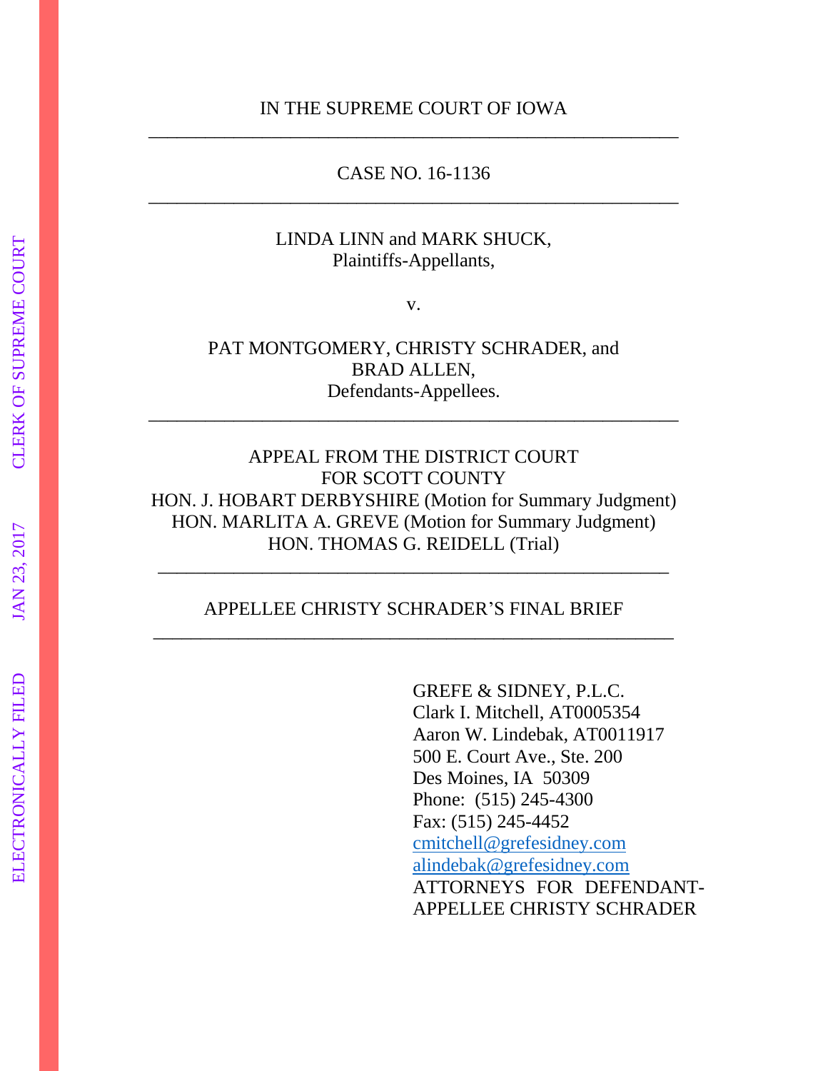IN THE SUPREME COURT OF IOWA

---

CASE NO. 16-1136

---

LINDA LINN and MARK SHUCK,
Plaintiffs-Appellants,

v.

PAT MONTGOMERY, CHRISTY SCHRADER, and
BRAD ALLEN,
Defendants-Appellees.

---

APPEAL FROM THE DISTRICT COURT
FOR SCOTT COUNTY
HON. J. HOBART DERBYSHIRE (Motion for Summary Judgment)
HON. MARLITA A. GREVE (Motion for Summary Judgment)
HON. THOMAS G. REIDELL (Trial)

---

APPELLEE CHRISTY SCHRADER'S FINAL BRIEF

---

GREFE & SIDNEY, P.L.C.
Clark I. Mitchell, AT0005354
Aaron W. Lindebak, AT0011917
500 E. Court Ave., Ste. 200
Des Moines, IA 50309
Phone: (515) 245-4300
Fax: (515) 245-4452
cmitchell@grefesidney.com
alindebak@grefesidney.com
ATTORNEYS FOR DEFENDANT-APPELLEE CHRISTY SCHRADER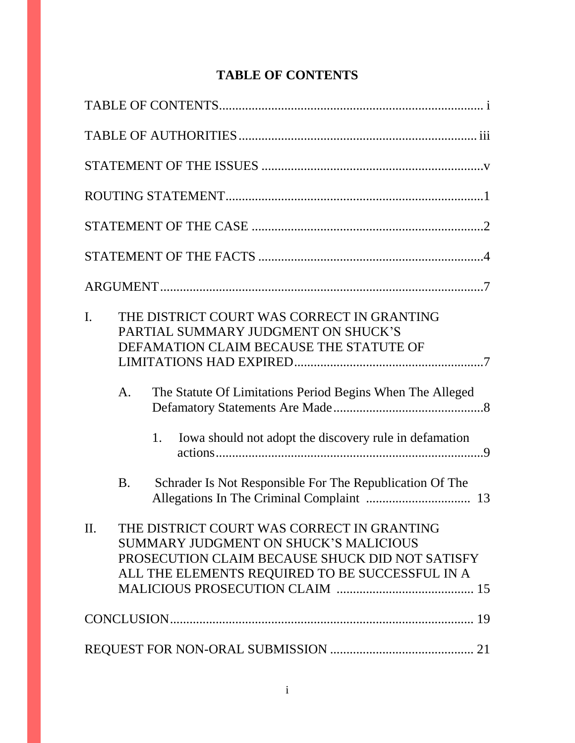# TABLE OF CONTENTS

TABLE OF CONTENTS .................................................................................. i

TABLE OF AUTHORITIES ......................................................................... iii

STATEMENT OF THE ISSUES .....................................................................v

ROUTING STATEMENT ...............................................................................1

STATEMENT OF THE CASE .......................................................................2

STATEMENT OF THE FACTS .....................................................................4

ARGUMENT ....................................................................................................7

I. THE DISTRICT COURT WAS CORRECT IN GRANTING PARTIAL SUMMARY JUDGMENT ON SHUCK'S DEFAMATION CLAIM BECAUSE THE STATUTE OF LIMITATIONS HAD EXPIRED ..........................................................7

   A. The Statute Of Limitations Period Begins When The Alleged Defamatory Statements Are Made ..............................................8

      1. Iowa should not adopt the discovery rule in defamation actions ..................................................................................9

   B. Schrader Is Not Responsible For The Republication Of The Allegations In The Criminal Complaint ................................ 13

II. THE DISTRICT COURT WAS CORRECT IN GRANTING SUMMARY JUDGMENT ON SHUCK'S MALICIOUS PROSECUTION CLAIM BECAUSE SHUCK DID NOT SATISFY ALL THE ELEMENTS REQUIRED TO BE SUCCESSFUL IN A MALICIOUS PROSECUTION CLAIM .......................................... 15

CONCLUSION ............................................................................................. 19

REQUEST FOR NON-ORAL SUBMISSION ............................................ 21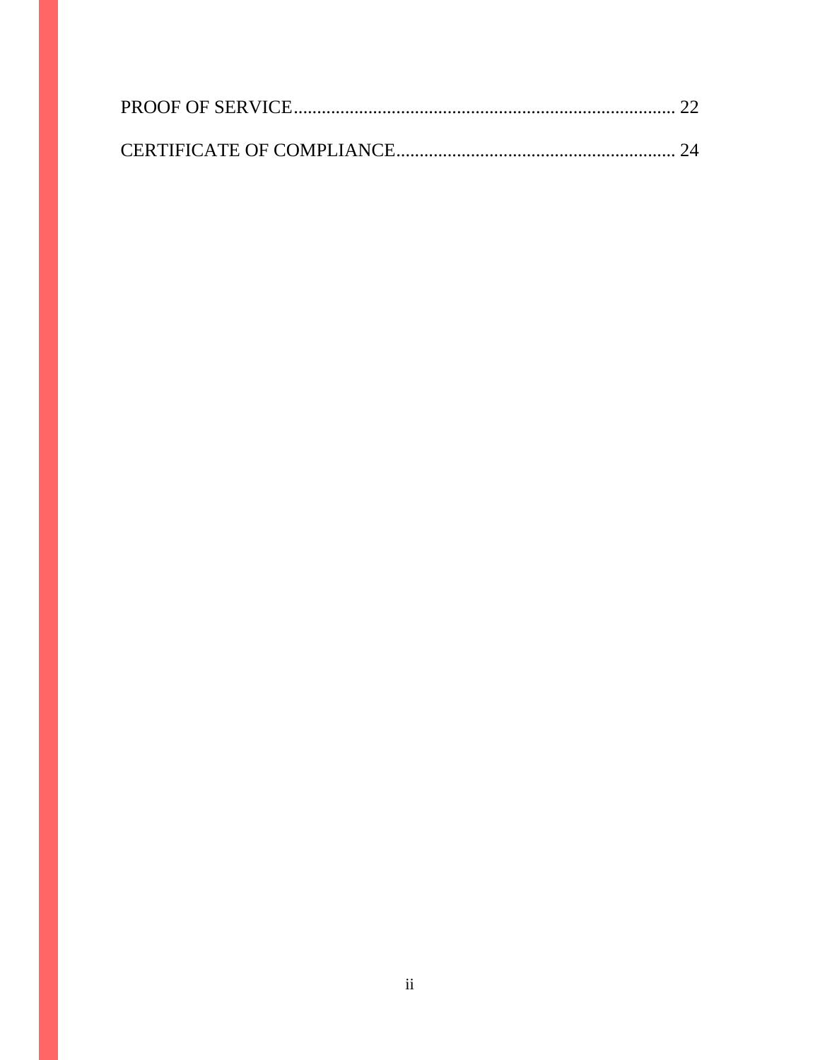PROOF OF SERVICE................................................................................ 22

CERTIFICATE OF COMPLIANCE........................................................... 24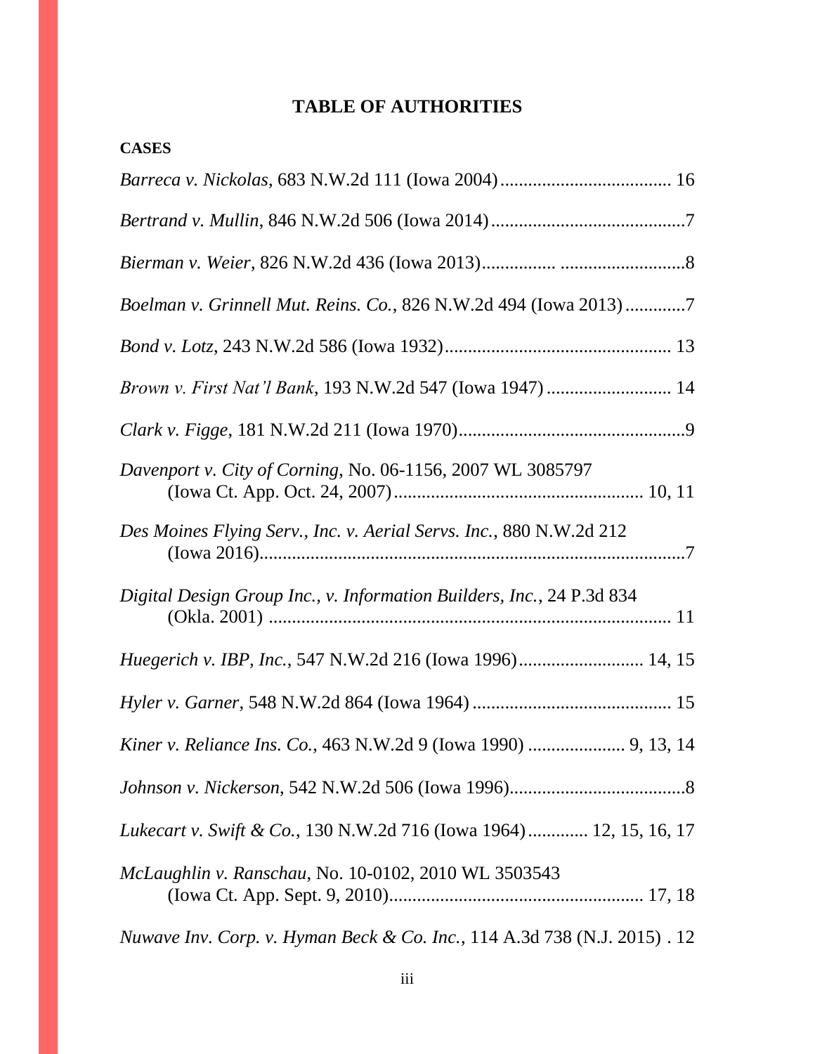# TABLE OF AUTHORITIES

**CASES**

*Barreca v. Nickolas*, 683 N.W.2d 111 (Iowa 2004) .................................... 16

*Bertrand v. Mullin*, 846 N.W.2d 506 (Iowa 2014) ..........................................7

*Bierman v. Weier*, 826 N.W.2d 436 (Iowa 2013)............... ..........................8

*Boelman v. Grinnell Mut. Reins. Co.*, 826 N.W.2d 494 (Iowa 2013) .............7

*Bond v. Lotz*, 243 N.W.2d 586 (Iowa 1932)................................................ 13

*Brown v. First Nat'l Bank*, 193 N.W.2d 547 (Iowa 1947) ........................... 14

*Clark v. Figge*, 181 N.W.2d 211 (Iowa 1970).................................................9

*Davenport v. City of Corning*, No. 06-1156, 2007 WL 3085797 (Iowa Ct. App. Oct. 24, 2007)..................................................... 10, 11

*Des Moines Flying Serv., Inc. v. Aerial Servs. Inc.*, 880 N.W.2d 212 (Iowa 2016).............................................................................................7

*Digital Design Group Inc., v. Information Builders, Inc.*, 24 P.3d 834 (Okla. 2001) ...................................................................................... 11

*Huegerich v. IBP, Inc.*, 547 N.W.2d 216 (Iowa 1996).......................... 14, 15

*Hyler v. Garner*, 548 N.W.2d 864 (Iowa 1964) ........................................... 15

*Kiner v. Reliance Ins. Co.*, 463 N.W.2d 9 (Iowa 1990) .................... 9, 13, 14

*Johnson v. Nickerson*, 542 N.W.2d 506 (Iowa 1996)......................................8

*Lukecart v. Swift & Co.*, 130 N.W.2d 716 (Iowa 1964)............. 12, 15, 16, 17

*McLaughlin v. Ranschau*, No. 10-0102, 2010 WL 3503543 (Iowa Ct. App. Sept. 9, 2010)...................................................... 17, 18

*Nuwave Inv. Corp. v. Hyman Beck & Co. Inc.*, 114 A.3d 738 (N.J. 2015) . 12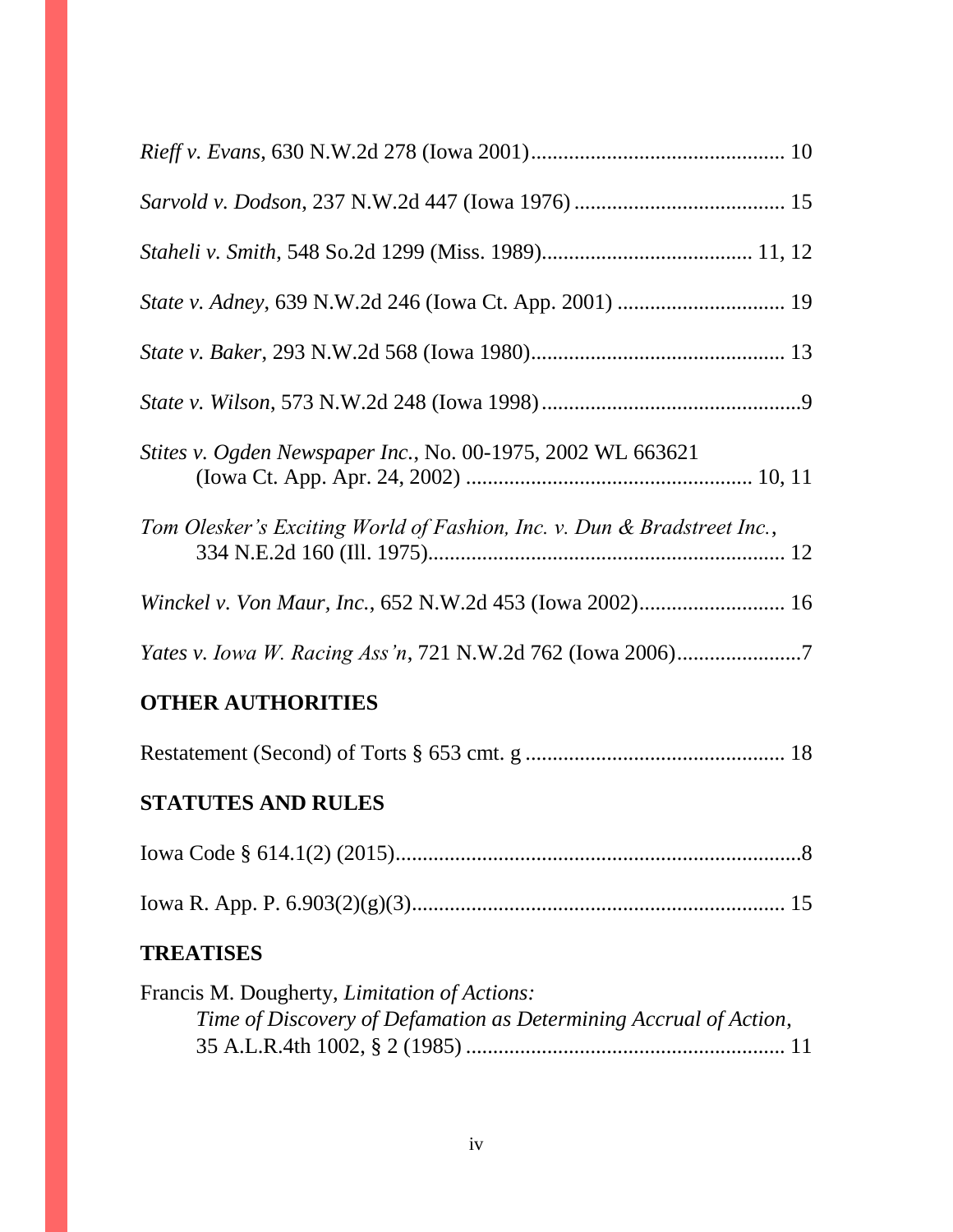*Rieff v. Evans*, 630 N.W.2d 278 (Iowa 2001)............................................. 10

*Sarvold v. Dodson*, 237 N.W.2d 447 (Iowa 1976) ....................................... 15

*Staheli v. Smith*, 548 So.2d 1299 (Miss. 1989)....................................... 11, 12

*State v. Adney*, 639 N.W.2d 246 (Iowa Ct. App. 2001) ............................... 19

*State v. Baker*, 293 N.W.2d 568 (Iowa 1980)............................................... 13

*State v. Wilson*, 573 N.W.2d 248 (Iowa 1998)................................................9

*Stites v. Ogden Newspaper Inc.*, No. 00-1975, 2002 WL 663621 (Iowa Ct. App. Apr. 24, 2002) ..................................................... 10, 11

*Tom Olesker's Exciting World of Fashion, Inc. v. Dun & Bradstreet Inc.*, 334 N.E.2d 160 (Ill. 1975)................................................................. 12

*Winckel v. Von Maur, Inc.*, 652 N.W.2d 453 (Iowa 2002)........................... 16

*Yates v. Iowa W. Racing Ass'n*, 721 N.W.2d 762 (Iowa 2006).......................7

**OTHER AUTHORITIES**

Restatement (Second) of Torts § 653 cmt. g ................................................ 18

**STATUTES AND RULES**

Iowa Code § 614.1(2) (2015)...........................................................................8

Iowa R. App. P. 6.903(2)(g)(3).................................................................... 15

**TREATISES**

Francis M. Dougherty, *Limitation of Actions: Time of Discovery of Defamation as Determining Accrual of Action*, 35 A.L.R.4th 1002, § 2 (1985) .......................................................... 11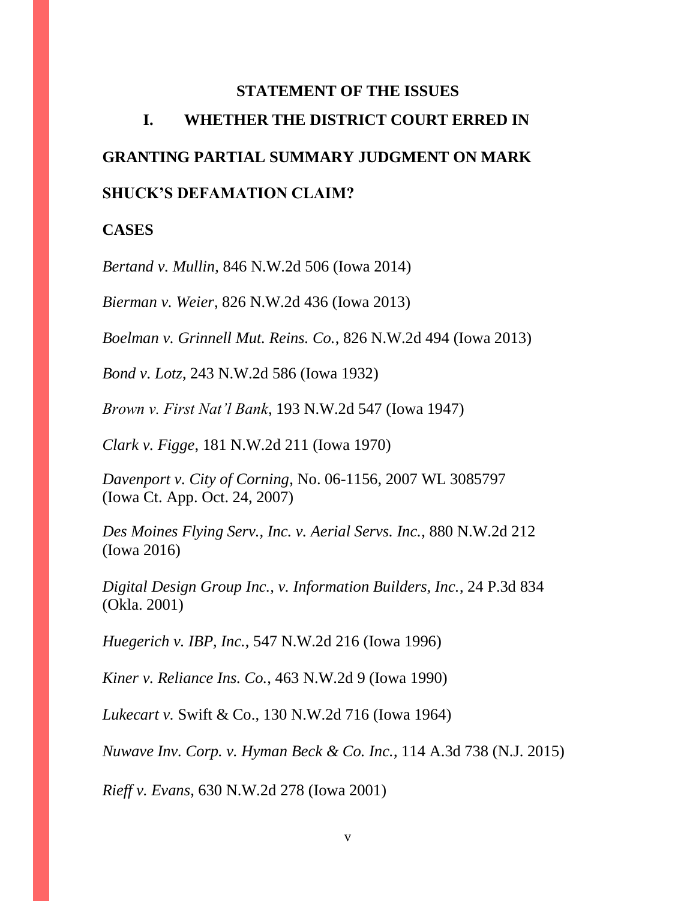## STATEMENT OF THE ISSUES

### I. WHETHER THE DISTRICT COURT ERRED IN GRANTING PARTIAL SUMMARY JUDGMENT ON MARK SHUCK'S DEFAMATION CLAIM?

**CASES**

*Bertand v. Mullin*, 846 N.W.2d 506 (Iowa 2014)

*Bierman v. Weier*, 826 N.W.2d 436 (Iowa 2013)

*Boelman v. Grinnell Mut. Reins. Co.*, 826 N.W.2d 494 (Iowa 2013)

*Bond v. Lotz*, 243 N.W.2d 586 (Iowa 1932)

*Brown v. First Nat'l Bank*, 193 N.W.2d 547 (Iowa 1947)

*Clark v. Figge*, 181 N.W.2d 211 (Iowa 1970)

*Davenport v. City of Corning*, No. 06-1156, 2007 WL 3085797 (Iowa Ct. App. Oct. 24, 2007)

*Des Moines Flying Serv., Inc. v. Aerial Servs. Inc.*, 880 N.W.2d 212 (Iowa 2016)

*Digital Design Group Inc., v. Information Builders, Inc.*, 24 P.3d 834 (Okla. 2001)

*Huegerich v. IBP, Inc.*, 547 N.W.2d 216 (Iowa 1996)

*Kiner v. Reliance Ins. Co.*, 463 N.W.2d 9 (Iowa 1990)

*Lukecart v.* Swift & Co., 130 N.W.2d 716 (Iowa 1964)

*Nuwave Inv. Corp. v. Hyman Beck & Co. Inc.*, 114 A.3d 738 (N.J. 2015)

*Rieff v. Evans*, 630 N.W.2d 278 (Iowa 2001)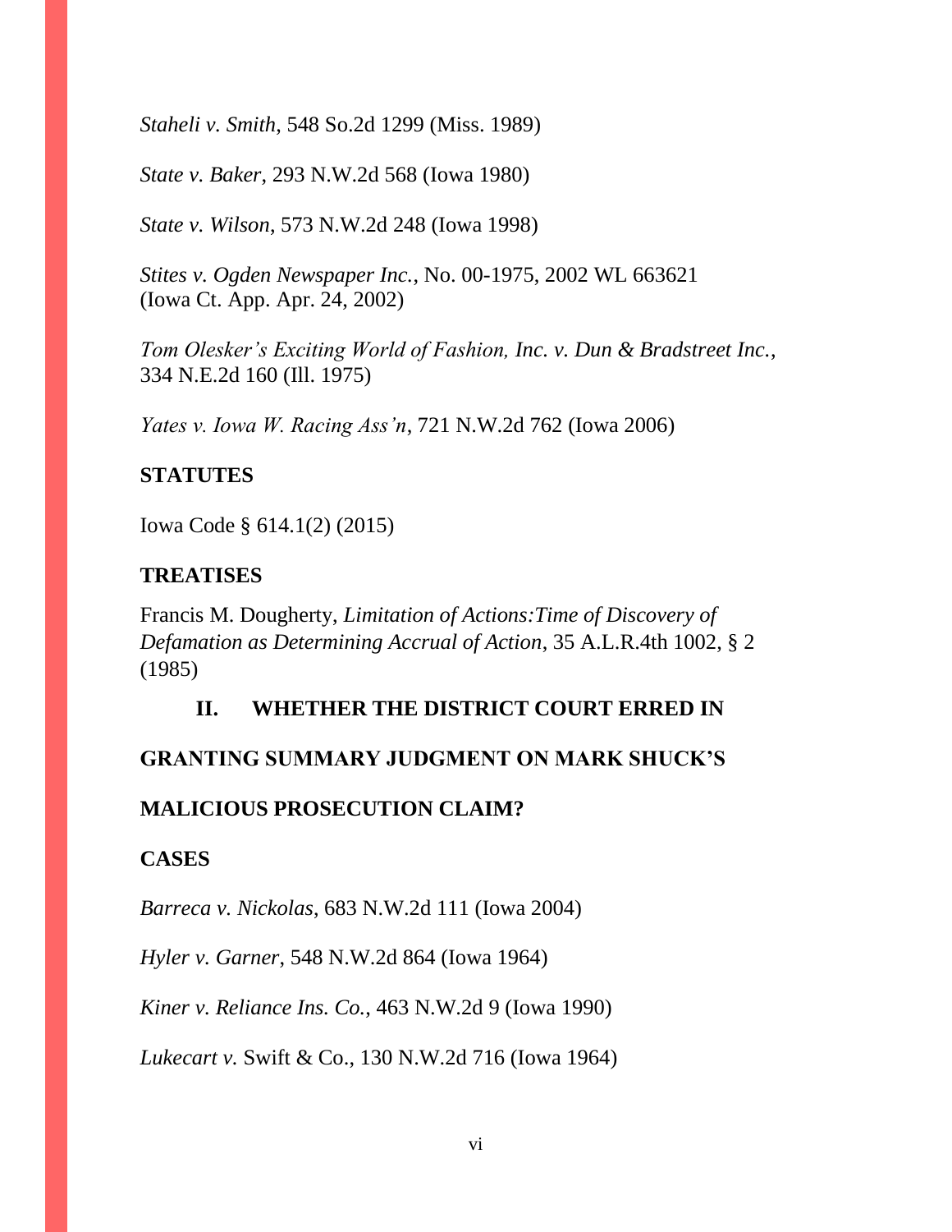*Staheli v. Smith*, 548 So.2d 1299 (Miss. 1989)

*State v. Baker*, 293 N.W.2d 568 (Iowa 1980)

*State v. Wilson*, 573 N.W.2d 248 (Iowa 1998)

*Stites v. Ogden Newspaper Inc.*, No. 00-1975, 2002 WL 663621 (Iowa Ct. App. Apr. 24, 2002)

*Tom Olesker's Exciting World of Fashion, Inc. v. Dun & Bradstreet Inc.*, 334 N.E.2d 160 (Ill. 1975)

*Yates v. Iowa W. Racing Ass'n*, 721 N.W.2d 762 (Iowa 2006)

**STATUTES**

Iowa Code § 614.1(2) (2015)

**TREATISES**

Francis M. Dougherty, *Limitation of Actions:Time of Discovery of Defamation as Determining Accrual of Action*, 35 A.L.R.4th 1002, § 2 (1985)

**II. WHETHER THE DISTRICT COURT ERRED IN GRANTING SUMMARY JUDGMENT ON MARK SHUCK'S MALICIOUS PROSECUTION CLAIM?**

**CASES**

*Barreca v. Nickolas*, 683 N.W.2d 111 (Iowa 2004)

*Hyler v. Garner*, 548 N.W.2d 864 (Iowa 1964)

*Kiner v. Reliance Ins. Co.*, 463 N.W.2d 9 (Iowa 1990)

*Lukecart v.* Swift & Co., 130 N.W.2d 716 (Iowa 1964)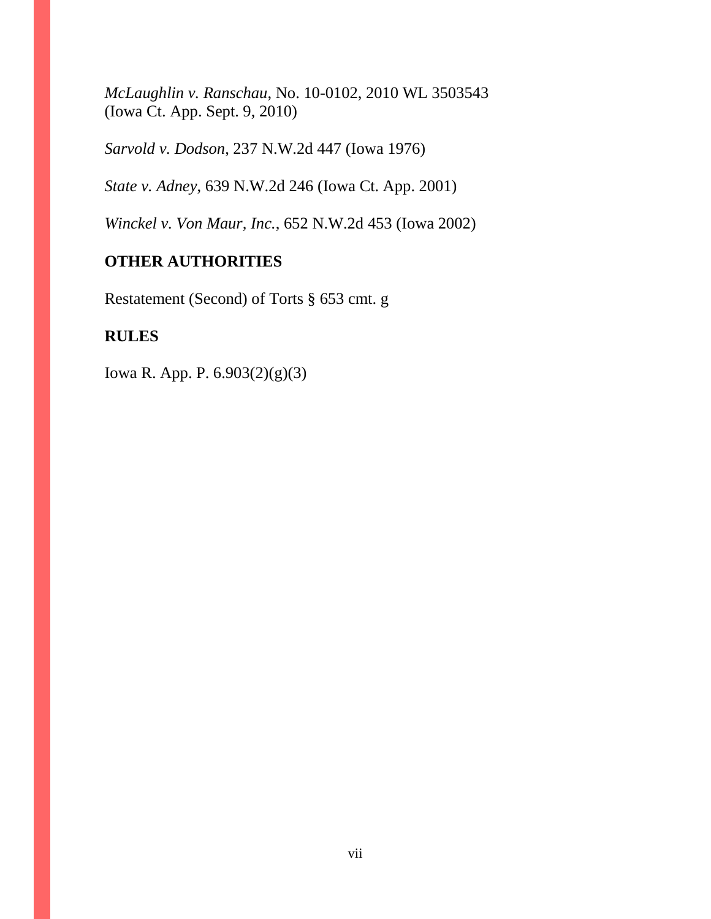*McLaughlin v. Ranschau*, No. 10-0102, 2010 WL 3503543 (Iowa Ct. App. Sept. 9, 2010)

*Sarvold v. Dodson*, 237 N.W.2d 447 (Iowa 1976)

*State v. Adney*, 639 N.W.2d 246 (Iowa Ct. App. 2001)

*Winckel v. Von Maur, Inc.*, 652 N.W.2d 453 (Iowa 2002)

**OTHER AUTHORITIES**

Restatement (Second) of Torts § 653 cmt. g

**RULES**

Iowa R. App. P. 6.903(2)(g)(3)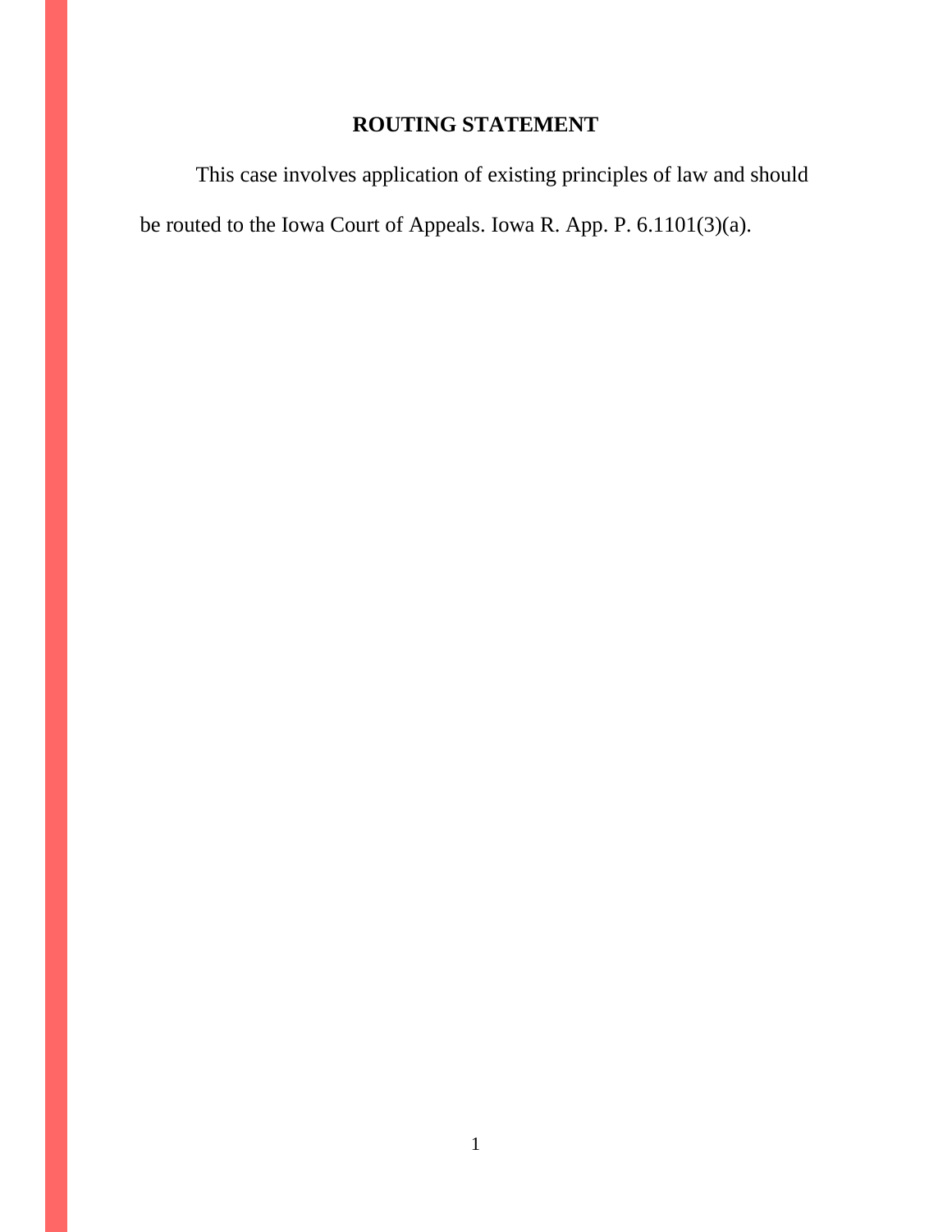## ROUTING STATEMENT

This case involves application of existing principles of law and should be routed to the Iowa Court of Appeals. Iowa R. App. P. 6.1101(3)(a).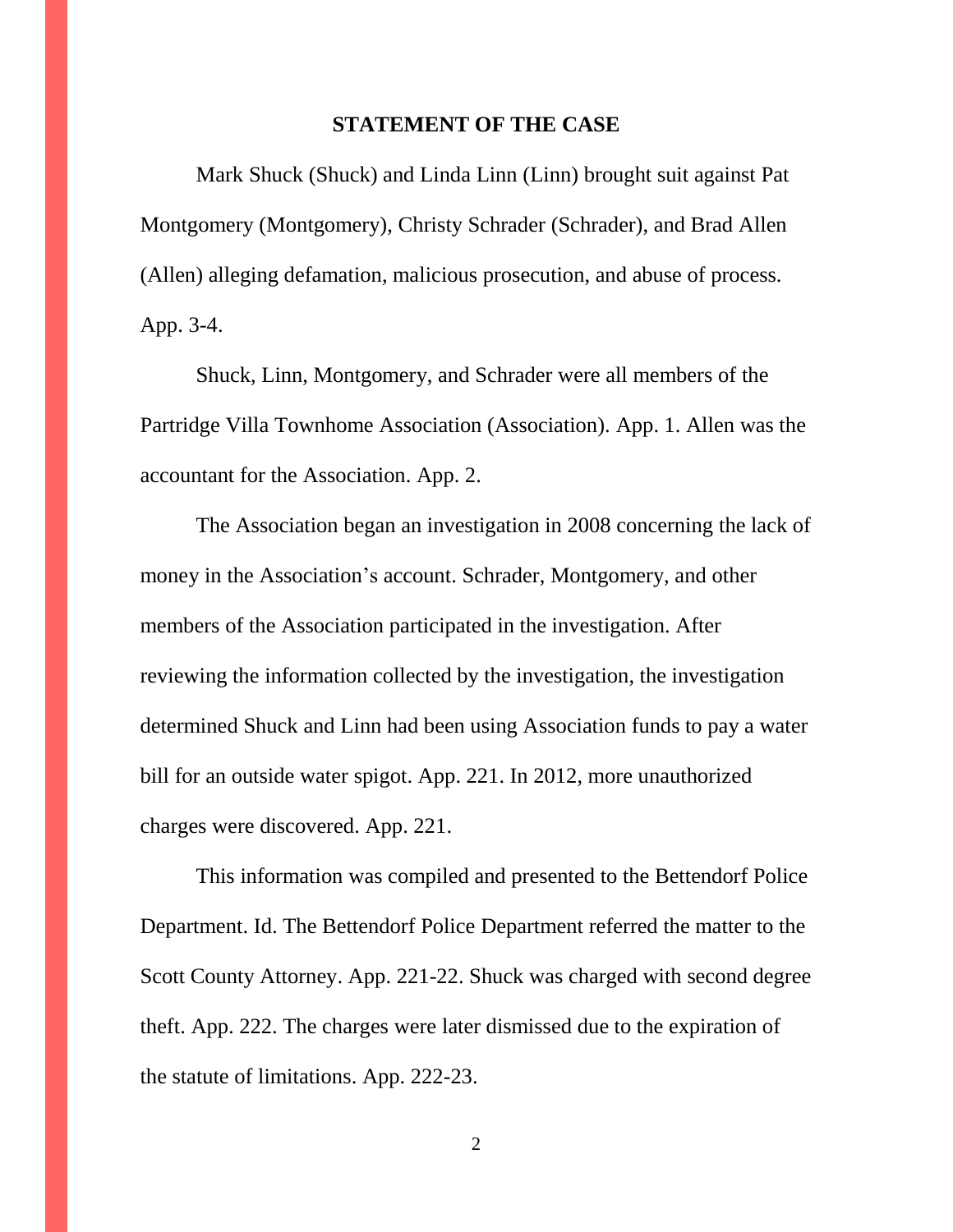## STATEMENT OF THE CASE

Mark Shuck (Shuck) and Linda Linn (Linn) brought suit against Pat Montgomery (Montgomery), Christy Schrader (Schrader), and Brad Allen (Allen) alleging defamation, malicious prosecution, and abuse of process. App. 3-4.

Shuck, Linn, Montgomery, and Schrader were all members of the Partridge Villa Townhome Association (Association). App. 1. Allen was the accountant for the Association. App. 2.

The Association began an investigation in 2008 concerning the lack of money in the Association's account. Schrader, Montgomery, and other members of the Association participated in the investigation. After reviewing the information collected by the investigation, the investigation determined Shuck and Linn had been using Association funds to pay a water bill for an outside water spigot. App. 221. In 2012, more unauthorized charges were discovered. App. 221.

This information was compiled and presented to the Bettendorf Police Department. Id. The Bettendorf Police Department referred the matter to the Scott County Attorney. App. 221-22. Shuck was charged with second degree theft. App. 222. The charges were later dismissed due to the expiration of the statute of limitations. App. 222-23.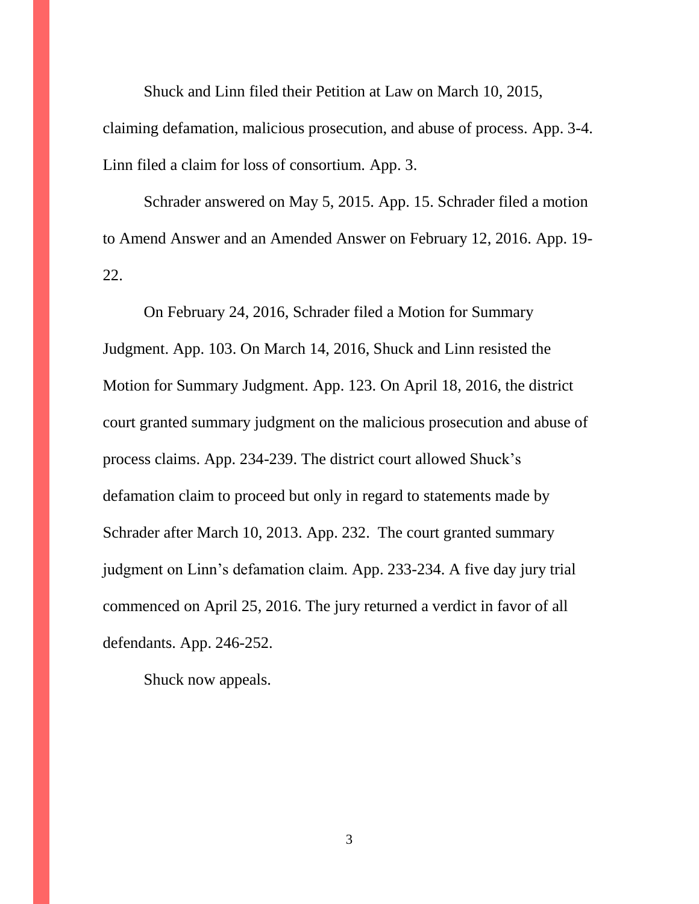Shuck and Linn filed their Petition at Law on March 10, 2015, claiming defamation, malicious prosecution, and abuse of process. App. 3-4. Linn filed a claim for loss of consortium. App. 3.

Schrader answered on May 5, 2015. App. 15. Schrader filed a motion to Amend Answer and an Amended Answer on February 12, 2016. App. 19-22.

On February 24, 2016, Schrader filed a Motion for Summary Judgment. App. 103. On March 14, 2016, Shuck and Linn resisted the Motion for Summary Judgment. App. 123. On April 18, 2016, the district court granted summary judgment on the malicious prosecution and abuse of process claims. App. 234-239. The district court allowed Shuck's defamation claim to proceed but only in regard to statements made by Schrader after March 10, 2013. App. 232. The court granted summary judgment on Linn's defamation claim. App. 233-234. A five day jury trial commenced on April 25, 2016. The jury returned a verdict in favor of all defendants. App. 246-252.

Shuck now appeals.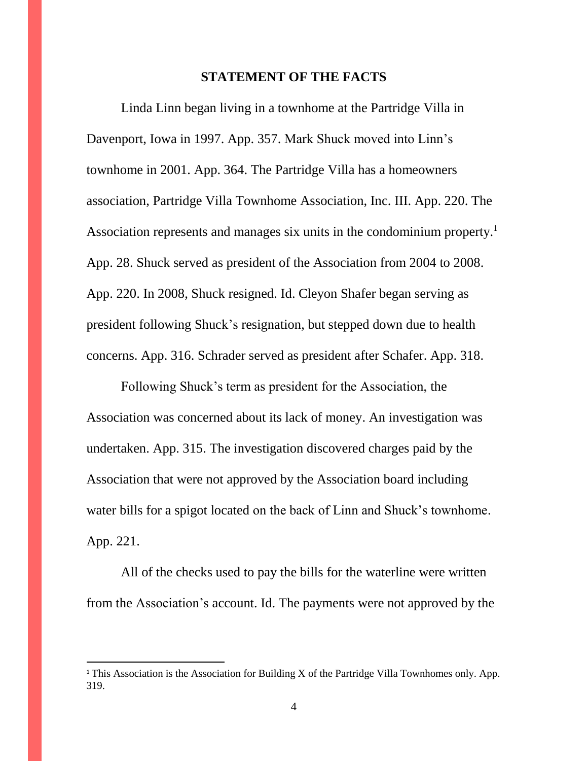## STATEMENT OF THE FACTS

Linda Linn began living in a townhome at the Partridge Villa in Davenport, Iowa in 1997. App. 357. Mark Shuck moved into Linn's townhome in 2001. App. 364. The Partridge Villa has a homeowners association, Partridge Villa Townhome Association, Inc. III. App. 220. The Association represents and manages six units in the condominium property.[1] App. 28. Shuck served as president of the Association from 2004 to 2008. App. 220. In 2008, Shuck resigned. Id. Cleyon Shafer began serving as president following Shuck's resignation, but stepped down due to health concerns. App. 316. Schrader served as president after Schafer. App. 318.

Following Shuck's term as president for the Association, the Association was concerned about its lack of money. An investigation was undertaken. App. 315. The investigation discovered charges paid by the Association that were not approved by the Association board including water bills for a spigot located on the back of Linn and Shuck's townhome. App. 221.

All of the checks used to pay the bills for the waterline were written from the Association's account. Id. The payments were not approved by the

[1] This Association is the Association for Building X of the Partridge Villa Townhomes only. App. 319.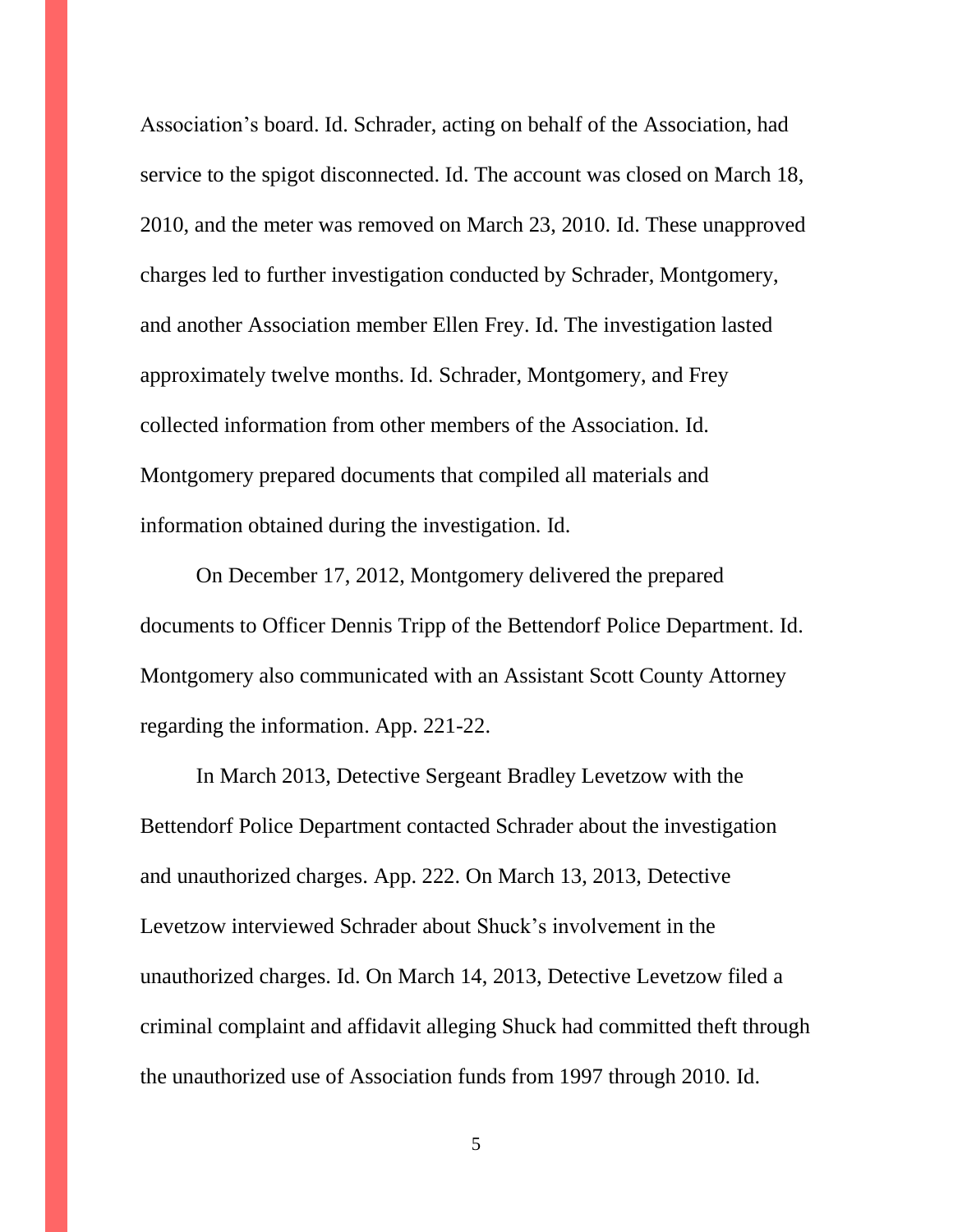Association's board. Id. Schrader, acting on behalf of the Association, had service to the spigot disconnected. Id. The account was closed on March 18, 2010, and the meter was removed on March 23, 2010. Id. These unapproved charges led to further investigation conducted by Schrader, Montgomery, and another Association member Ellen Frey. Id. The investigation lasted approximately twelve months. Id. Schrader, Montgomery, and Frey collected information from other members of the Association. Id. Montgomery prepared documents that compiled all materials and information obtained during the investigation. Id.

On December 17, 2012, Montgomery delivered the prepared documents to Officer Dennis Tripp of the Bettendorf Police Department. Id. Montgomery also communicated with an Assistant Scott County Attorney regarding the information. App. 221-22.

In March 2013, Detective Sergeant Bradley Levetzow with the Bettendorf Police Department contacted Schrader about the investigation and unauthorized charges. App. 222. On March 13, 2013, Detective Levetzow interviewed Schrader about Shuck's involvement in the unauthorized charges. Id. On March 14, 2013, Detective Levetzow filed a criminal complaint and affidavit alleging Shuck had committed theft through the unauthorized use of Association funds from 1997 through 2010. Id.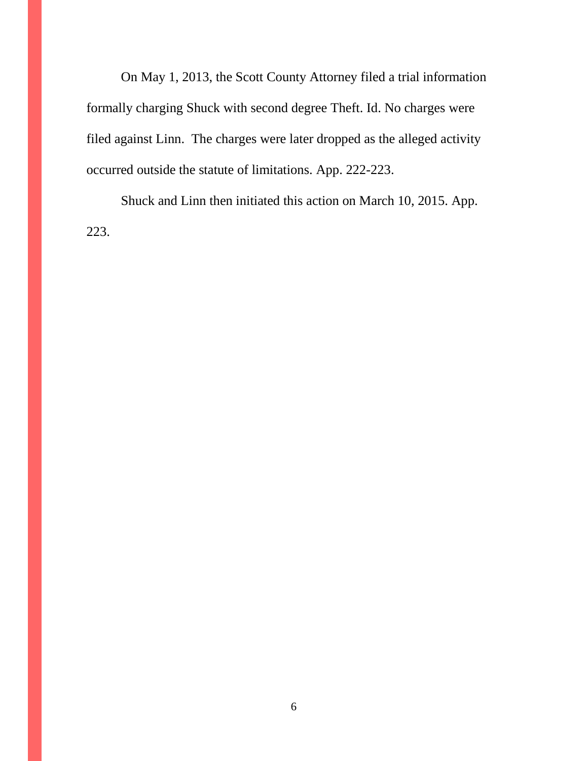On May 1, 2013, the Scott County Attorney filed a trial information formally charging Shuck with second degree Theft. Id. No charges were filed against Linn.  The charges were later dropped as the alleged activity occurred outside the statute of limitations. App. 222-223.

Shuck and Linn then initiated this action on March 10, 2015. App. 223.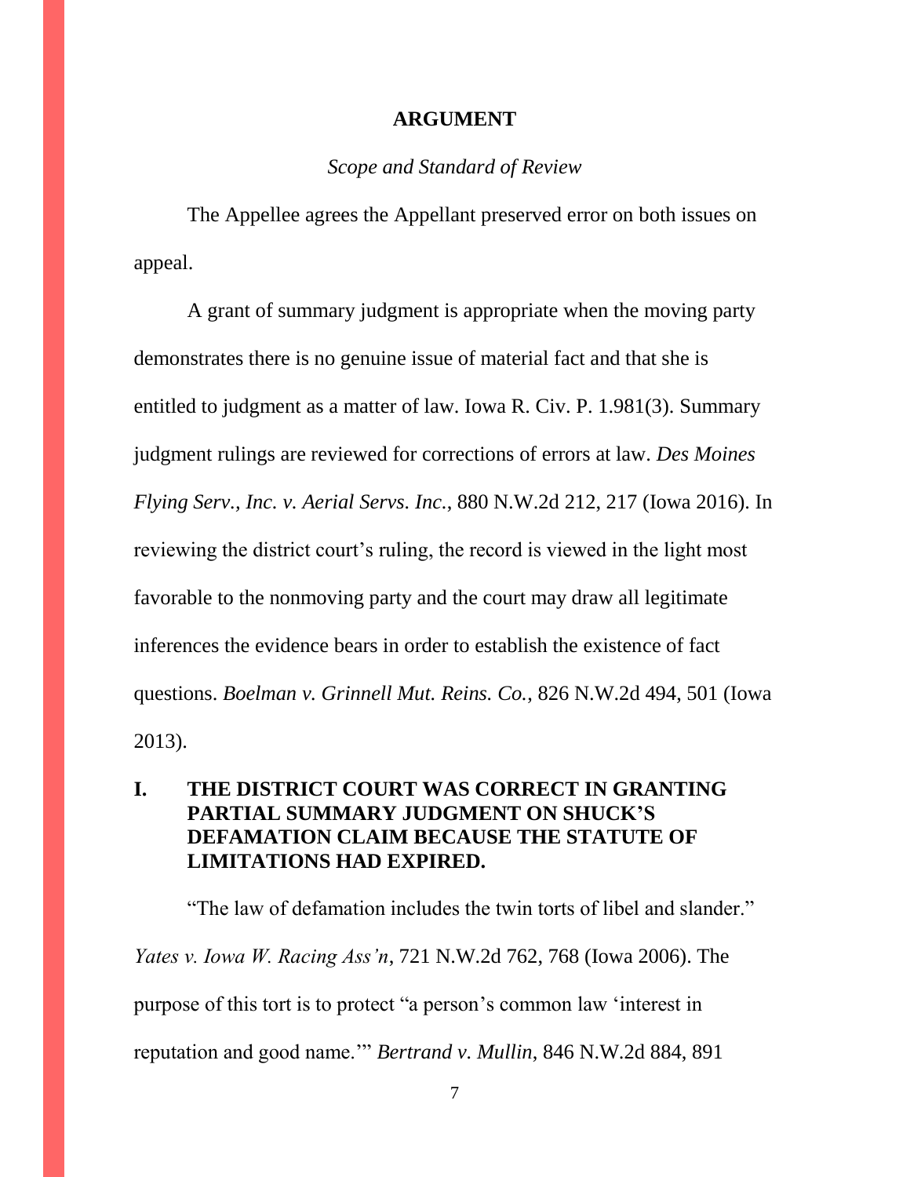## ARGUMENT

*Scope and Standard of Review*

The Appellee agrees the Appellant preserved error on both issues on appeal.

A grant of summary judgment is appropriate when the moving party demonstrates there is no genuine issue of material fact and that she is entitled to judgment as a matter of law. Iowa R. Civ. P. 1.981(3). Summary judgment rulings are reviewed for corrections of errors at law. *Des Moines Flying Serv., Inc. v. Aerial Servs. Inc.*, 880 N.W.2d 212, 217 (Iowa 2016). In reviewing the district court's ruling, the record is viewed in the light most favorable to the nonmoving party and the court may draw all legitimate inferences the evidence bears in order to establish the existence of fact questions. *Boelman v. Grinnell Mut. Reins. Co.*, 826 N.W.2d 494, 501 (Iowa 2013).

### I. THE DISTRICT COURT WAS CORRECT IN GRANTING PARTIAL SUMMARY JUDGMENT ON SHUCK'S DEFAMATION CLAIM BECAUSE THE STATUTE OF LIMITATIONS HAD EXPIRED.

"The law of defamation includes the twin torts of libel and slander." *Yates v. Iowa W. Racing Ass'n*, 721 N.W.2d 762, 768 (Iowa 2006). The purpose of this tort is to protect "a person's common law 'interest in reputation and good name.'" *Bertrand v. Mullin*, 846 N.W.2d 884, 891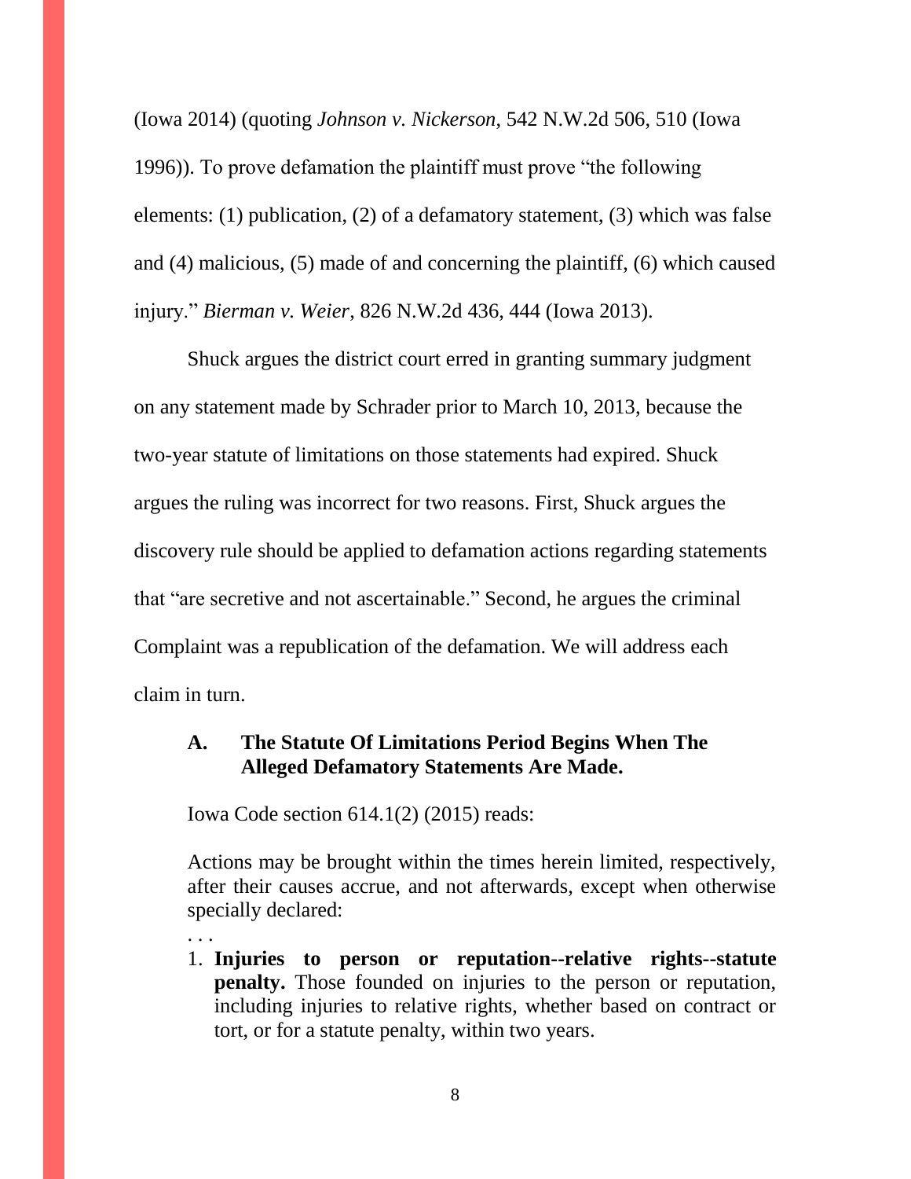(Iowa 2014) (quoting *Johnson v. Nickerson*, 542 N.W.2d 506, 510 (Iowa 1996)). To prove defamation the plaintiff must prove "the following elements: (1) publication, (2) of a defamatory statement, (3) which was false and (4) malicious, (5) made of and concerning the plaintiff, (6) which caused injury." *Bierman v. Weier*, 826 N.W.2d 436, 444 (Iowa 2013).

Shuck argues the district court erred in granting summary judgment on any statement made by Schrader prior to March 10, 2013, because the two-year statute of limitations on those statements had expired. Shuck argues the ruling was incorrect for two reasons. First, Shuck argues the discovery rule should be applied to defamation actions regarding statements that "are secretive and not ascertainable." Second, he argues the criminal Complaint was a republication of the defamation. We will address each claim in turn.

### A. The Statute Of Limitations Period Begins When The Alleged Defamatory Statements Are Made.

Iowa Code section 614.1(2) (2015) reads:

> Actions may be brought within the times herein limited, respectively, after their causes accrue, and not afterwards, except when otherwise specially declared:
>
> . . .
>
> 1. **Injuries to person or reputation--relative rights--statute penalty.** Those founded on injuries to the person or reputation, including injuries to relative rights, whether based on contract or tort, or for a statute penalty, within two years.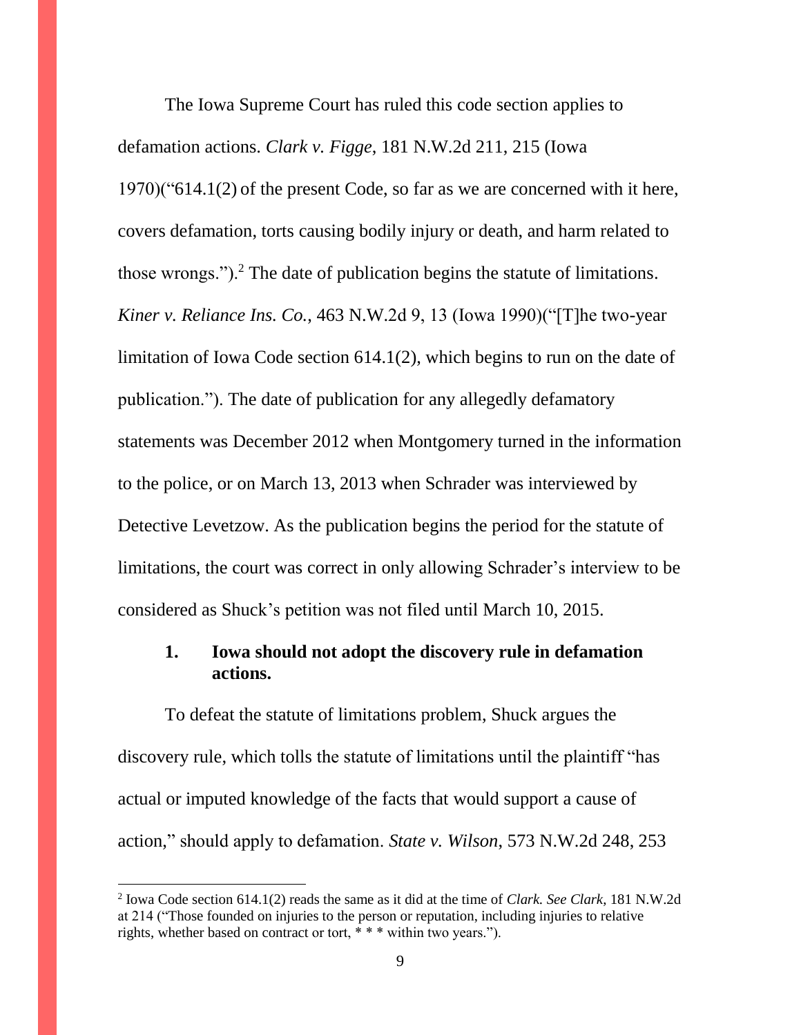The Iowa Supreme Court has ruled this code section applies to defamation actions. *Clark v. Figge*, 181 N.W.2d 211, 215 (Iowa 1970)("614.1(2) of the present Code, so far as we are concerned with it here, covers defamation, torts causing bodily injury or death, and harm related to those wrongs.").[2] The date of publication begins the statute of limitations. *Kiner v. Reliance Ins. Co.*, 463 N.W.2d 9, 13 (Iowa 1990)("[T]he two-year limitation of Iowa Code section 614.1(2), which begins to run on the date of publication."). The date of publication for any allegedly defamatory statements was December 2012 when Montgomery turned in the information to the police, or on March 13, 2013 when Schrader was interviewed by Detective Levetzow. As the publication begins the period for the statute of limitations, the court was correct in only allowing Schrader's interview to be considered as Shuck's petition was not filed until March 10, 2015.

### 1. Iowa should not adopt the discovery rule in defamation actions.

To defeat the statute of limitations problem, Shuck argues the discovery rule, which tolls the statute of limitations until the plaintiff "has actual or imputed knowledge of the facts that would support a cause of action," should apply to defamation. *State v. Wilson*, 573 N.W.2d 248, 253

[2] Iowa Code section 614.1(2) reads the same as it did at the time of *Clark. See Clark*, 181 N.W.2d at 214 ("Those founded on injuries to the person or reputation, including injuries to relative rights, whether based on contract or tort, * * * within two years.").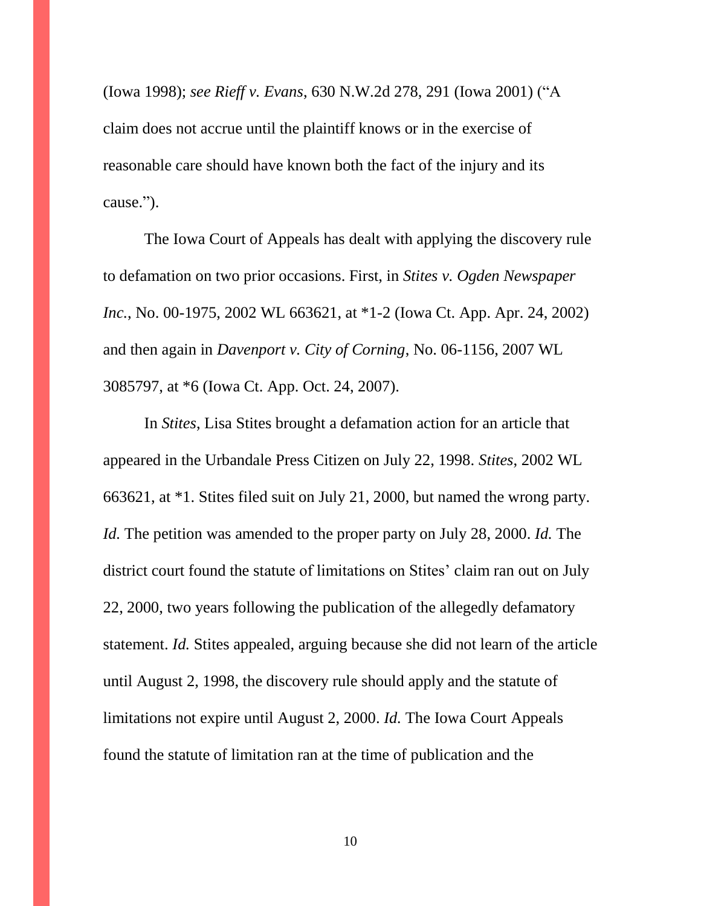(Iowa 1998); *see Rieff v. Evans*, 630 N.W.2d 278, 291 (Iowa 2001) ("A claim does not accrue until the plaintiff knows or in the exercise of reasonable care should have known both the fact of the injury and its cause.").

The Iowa Court of Appeals has dealt with applying the discovery rule to defamation on two prior occasions. First, in *Stites v. Ogden Newspaper Inc.*, No. 00-1975, 2002 WL 663621, at *1-2 (Iowa Ct. App. Apr. 24, 2002) and then again in *Davenport v. City of Corning*, No. 06-1156, 2007 WL 3085797, at *6 (Iowa Ct. App. Oct. 24, 2007).

In *Stites*, Lisa Stites brought a defamation action for an article that appeared in the Urbandale Press Citizen on July 22, 1998. *Stites*, 2002 WL 663621, at *1. Stites filed suit on July 21, 2000, but named the wrong party. *Id.* The petition was amended to the proper party on July 28, 2000. *Id.* The district court found the statute of limitations on Stites' claim ran out on July 22, 2000, two years following the publication of the allegedly defamatory statement. *Id.* Stites appealed, arguing because she did not learn of the article until August 2, 1998, the discovery rule should apply and the statute of limitations not expire until August 2, 2000. *Id.* The Iowa Court Appeals found the statute of limitation ran at the time of publication and the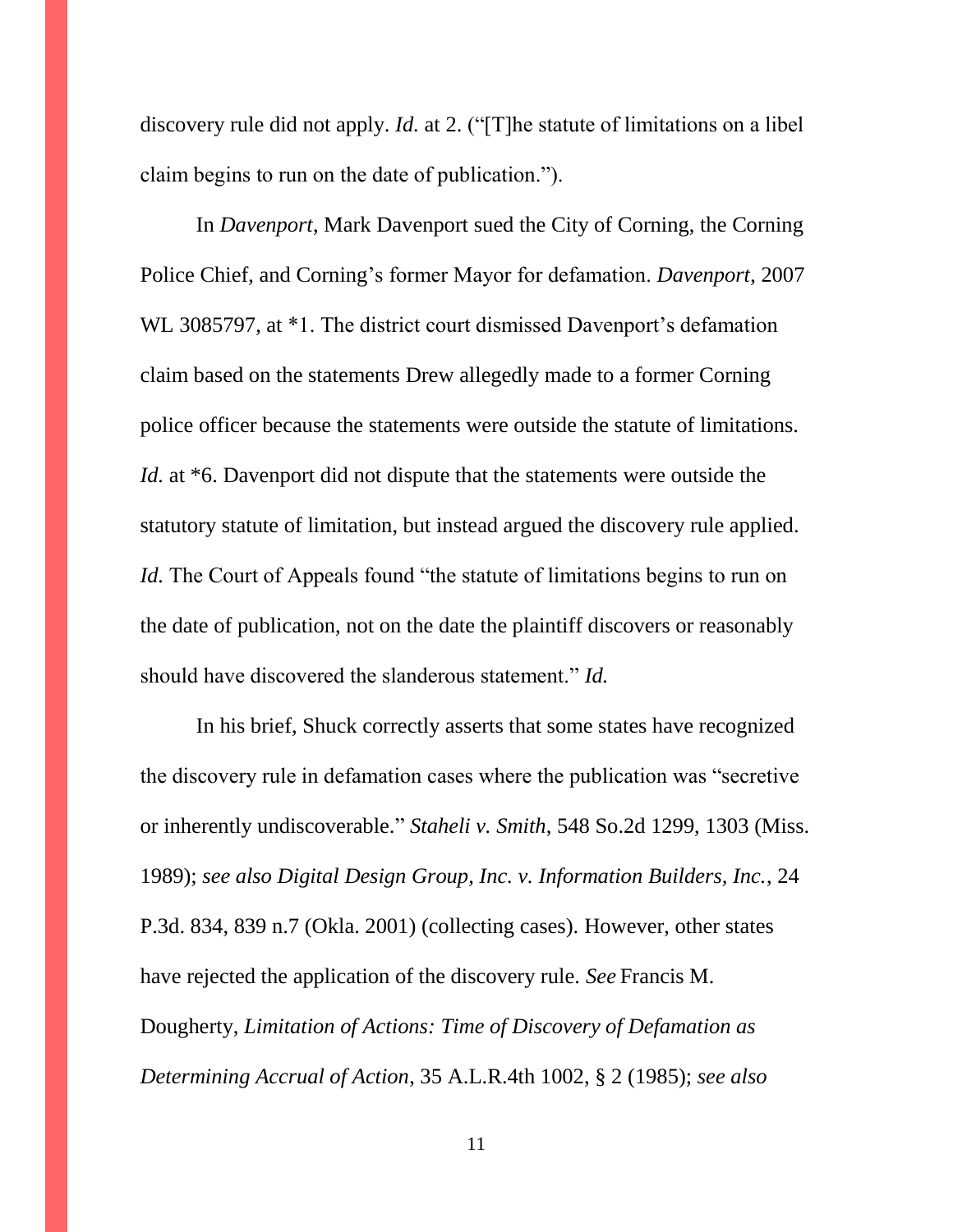discovery rule did not apply. *Id.* at 2. ("[T]he statute of limitations on a libel claim begins to run on the date of publication.").

In *Davenport*, Mark Davenport sued the City of Corning, the Corning Police Chief, and Corning's former Mayor for defamation. *Davenport*, 2007 WL 3085797, at *1. The district court dismissed Davenport's defamation claim based on the statements Drew allegedly made to a former Corning police officer because the statements were outside the statute of limitations. *Id.* at *6. Davenport did not dispute that the statements were outside the statutory statute of limitation, but instead argued the discovery rule applied. *Id.* The Court of Appeals found "the statute of limitations begins to run on the date of publication, not on the date the plaintiff discovers or reasonably should have discovered the slanderous statement." *Id.*

In his brief, Shuck correctly asserts that some states have recognized the discovery rule in defamation cases where the publication was "secretive or inherently undiscoverable." *Staheli v. Smith*, 548 So.2d 1299, 1303 (Miss. 1989); *see also Digital Design Group, Inc. v. Information Builders, Inc.*, 24 P.3d. 834, 839 n.7 (Okla. 2001) (collecting cases). However, other states have rejected the application of the discovery rule. *See* Francis M. Dougherty, *Limitation of Actions: Time of Discovery of Defamation as Determining Accrual of Action*, 35 A.L.R.4th 1002, § 2 (1985); *see also*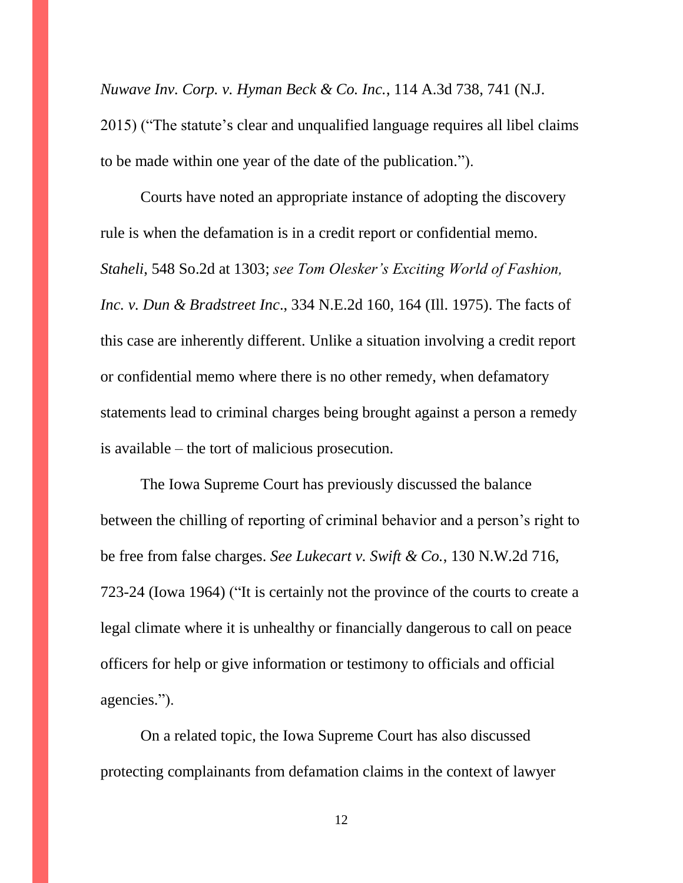*Nuwave Inv. Corp. v. Hyman Beck & Co. Inc.*, 114 A.3d 738, 741 (N.J. 2015) ("The statute's clear and unqualified language requires all libel claims to be made within one year of the date of the publication.").

Courts have noted an appropriate instance of adopting the discovery rule is when the defamation is in a credit report or confidential memo. *Staheli*, 548 So.2d at 1303; *see Tom Olesker's Exciting World of Fashion, Inc. v. Dun & Bradstreet Inc*., 334 N.E.2d 160, 164 (Ill. 1975). The facts of this case are inherently different. Unlike a situation involving a credit report or confidential memo where there is no other remedy, when defamatory statements lead to criminal charges being brought against a person a remedy is available – the tort of malicious prosecution.

The Iowa Supreme Court has previously discussed the balance between the chilling of reporting of criminal behavior and a person's right to be free from false charges. *See Lukecart v. Swift & Co.*, 130 N.W.2d 716, 723-24 (Iowa 1964) ("It is certainly not the province of the courts to create a legal climate where it is unhealthy or financially dangerous to call on peace officers for help or give information or testimony to officials and official agencies.").

On a related topic, the Iowa Supreme Court has also discussed protecting complainants from defamation claims in the context of lawyer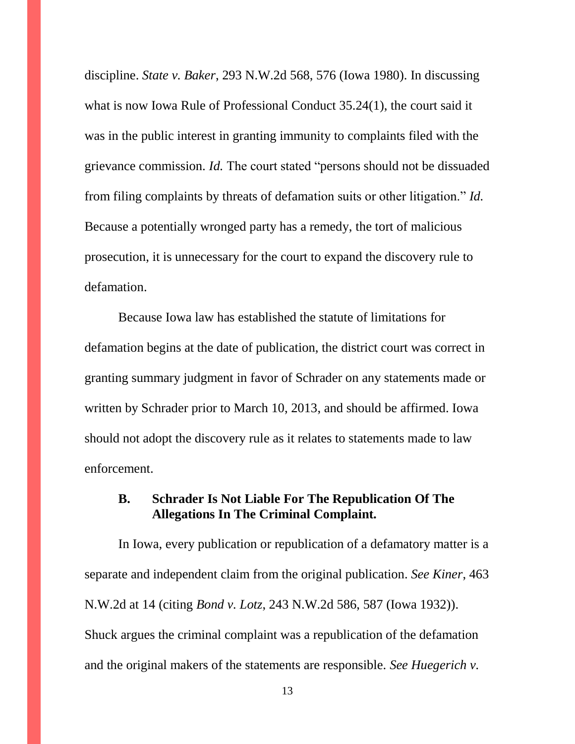discipline. *State v. Baker*, 293 N.W.2d 568, 576 (Iowa 1980). In discussing what is now Iowa Rule of Professional Conduct 35.24(1), the court said it was in the public interest in granting immunity to complaints filed with the grievance commission. *Id.* The court stated "persons should not be dissuaded from filing complaints by threats of defamation suits or other litigation." *Id.* Because a potentially wronged party has a remedy, the tort of malicious prosecution, it is unnecessary for the court to expand the discovery rule to defamation.

Because Iowa law has established the statute of limitations for defamation begins at the date of publication, the district court was correct in granting summary judgment in favor of Schrader on any statements made or written by Schrader prior to March 10, 2013, and should be affirmed. Iowa should not adopt the discovery rule as it relates to statements made to law enforcement.

### B. Schrader Is Not Liable For The Republication Of The Allegations In The Criminal Complaint.

In Iowa, every publication or republication of a defamatory matter is a separate and independent claim from the original publication. *See Kiner*, 463 N.W.2d at 14 (citing *Bond v. Lotz*, 243 N.W.2d 586, 587 (Iowa 1932)). Shuck argues the criminal complaint was a republication of the defamation and the original makers of the statements are responsible. *See Huegerich v.*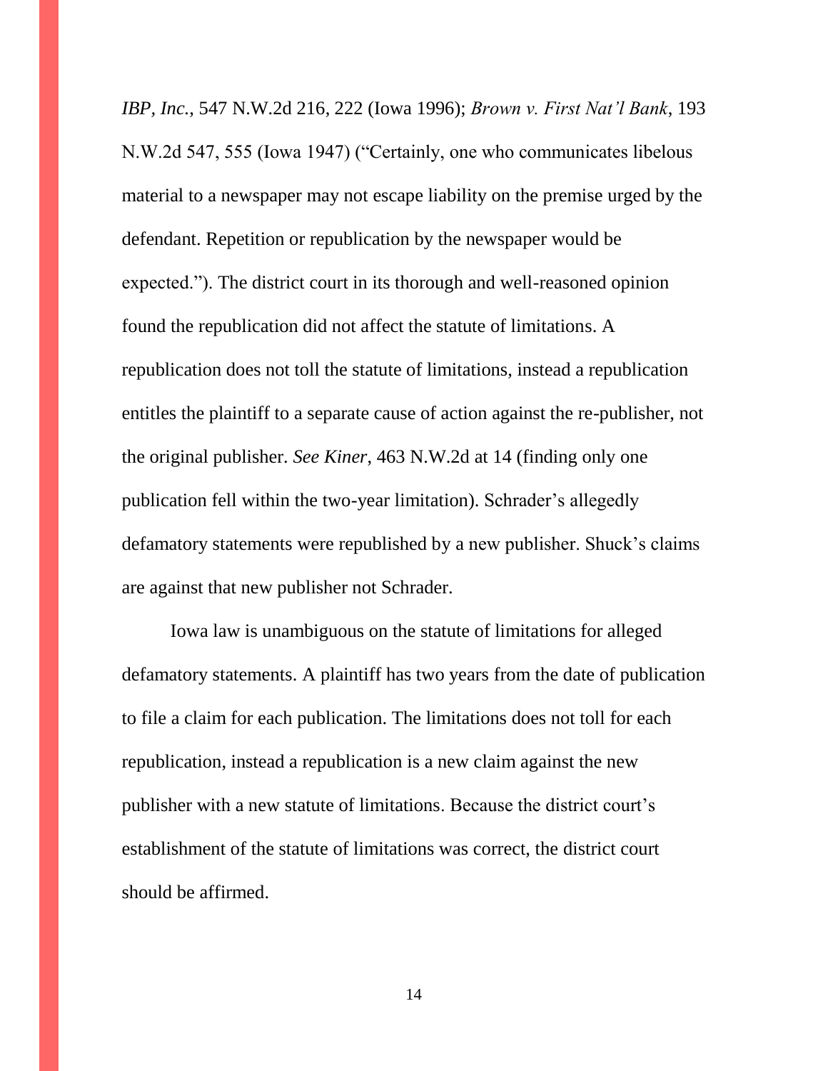*IBP, Inc.*, 547 N.W.2d 216, 222 (Iowa 1996); *Brown v. First Nat'l Bank*, 193 N.W.2d 547, 555 (Iowa 1947) ("Certainly, one who communicates libelous material to a newspaper may not escape liability on the premise urged by the defendant. Repetition or republication by the newspaper would be expected."). The district court in its thorough and well-reasoned opinion found the republication did not affect the statute of limitations. A republication does not toll the statute of limitations, instead a republication entitles the plaintiff to a separate cause of action against the re-publisher, not the original publisher. *See Kiner*, 463 N.W.2d at 14 (finding only one publication fell within the two-year limitation). Schrader's allegedly defamatory statements were republished by a new publisher. Shuck's claims are against that new publisher not Schrader.

Iowa law is unambiguous on the statute of limitations for alleged defamatory statements. A plaintiff has two years from the date of publication to file a claim for each publication. The limitations does not toll for each republication, instead a republication is a new claim against the new publisher with a new statute of limitations. Because the district court's establishment of the statute of limitations was correct, the district court should be affirmed.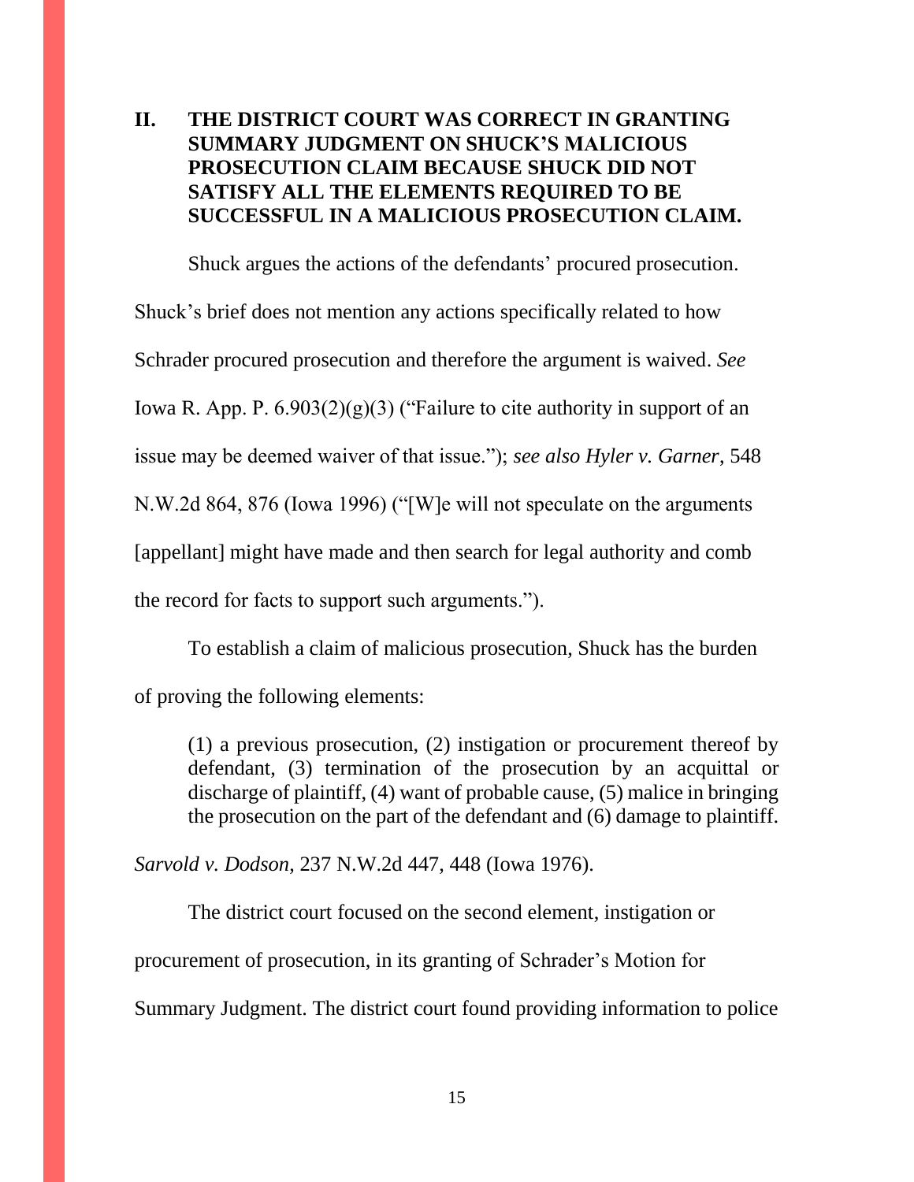## II. THE DISTRICT COURT WAS CORRECT IN GRANTING SUMMARY JUDGMENT ON SHUCK'S MALICIOUS PROSECUTION CLAIM BECAUSE SHUCK DID NOT SATISFY ALL THE ELEMENTS REQUIRED TO BE SUCCESSFUL IN A MALICIOUS PROSECUTION CLAIM.

Shuck argues the actions of the defendants' procured prosecution. Shuck's brief does not mention any actions specifically related to how Schrader procured prosecution and therefore the argument is waived. *See* Iowa R. App. P. 6.903(2)(g)(3) ("Failure to cite authority in support of an issue may be deemed waiver of that issue."); *see also Hyler v. Garner,* 548 N.W.2d 864, 876 (Iowa 1996) ("[W]e will not speculate on the arguments [appellant] might have made and then search for legal authority and comb the record for facts to support such arguments.").

To establish a claim of malicious prosecution, Shuck has the burden of proving the following elements:

> (1) a previous prosecution, (2) instigation or procurement thereof by defendant, (3) termination of the prosecution by an acquittal or discharge of plaintiff, (4) want of probable cause, (5) malice in bringing the prosecution on the part of the defendant and (6) damage to plaintiff.

*Sarvold v. Dodson,* 237 N.W.2d 447, 448 (Iowa 1976).

The district court focused on the second element, instigation or procurement of prosecution, in its granting of Schrader's Motion for Summary Judgment. The district court found providing information to police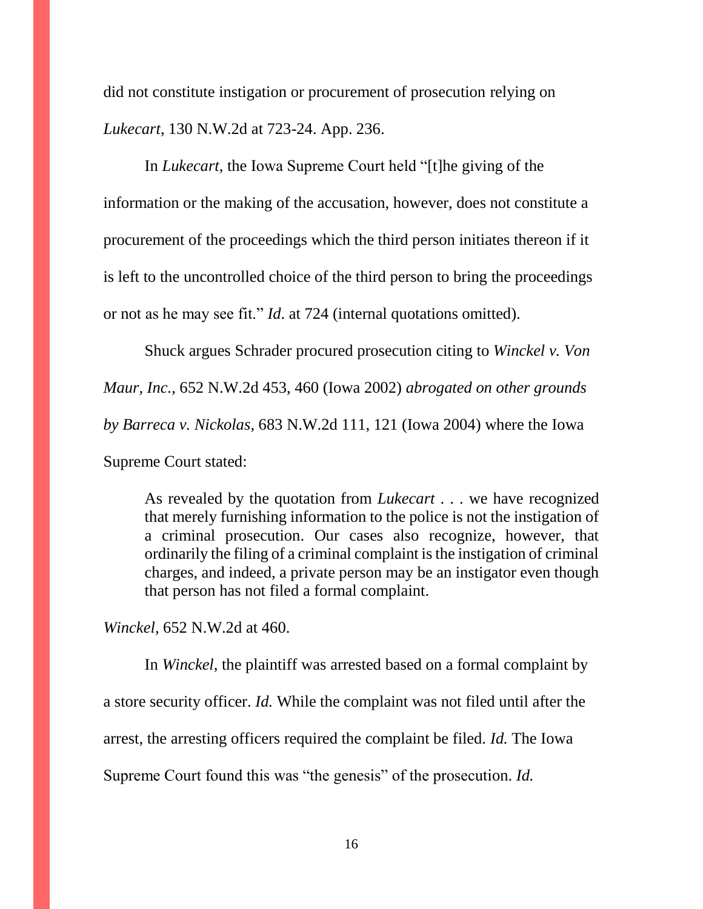did not constitute instigation or procurement of prosecution relying on *Lukecart*, 130 N.W.2d at 723-24. App. 236.

In *Lukecart*, the Iowa Supreme Court held "[t]he giving of the information or the making of the accusation, however, does not constitute a procurement of the proceedings which the third person initiates thereon if it is left to the uncontrolled choice of the third person to bring the proceedings or not as he may see fit." *Id.* at 724 (internal quotations omitted).

Shuck argues Schrader procured prosecution citing to *Winckel v. Von Maur, Inc.*, 652 N.W.2d 453, 460 (Iowa 2002) *abrogated on other grounds by Barreca v. Nickolas*, 683 N.W.2d 111, 121 (Iowa 2004) where the Iowa Supreme Court stated:

> As revealed by the quotation from *Lukecart* . . . we have recognized that merely furnishing information to the police is not the instigation of a criminal prosecution. Our cases also recognize, however, that ordinarily the filing of a criminal complaint is the instigation of criminal charges, and indeed, a private person may be an instigator even though that person has not filed a formal complaint.

*Winckel*, 652 N.W.2d at 460.

In *Winckel*, the plaintiff was arrested based on a formal complaint by a store security officer. *Id.* While the complaint was not filed until after the arrest, the arresting officers required the complaint be filed. *Id.* The Iowa Supreme Court found this was "the genesis" of the prosecution. *Id.*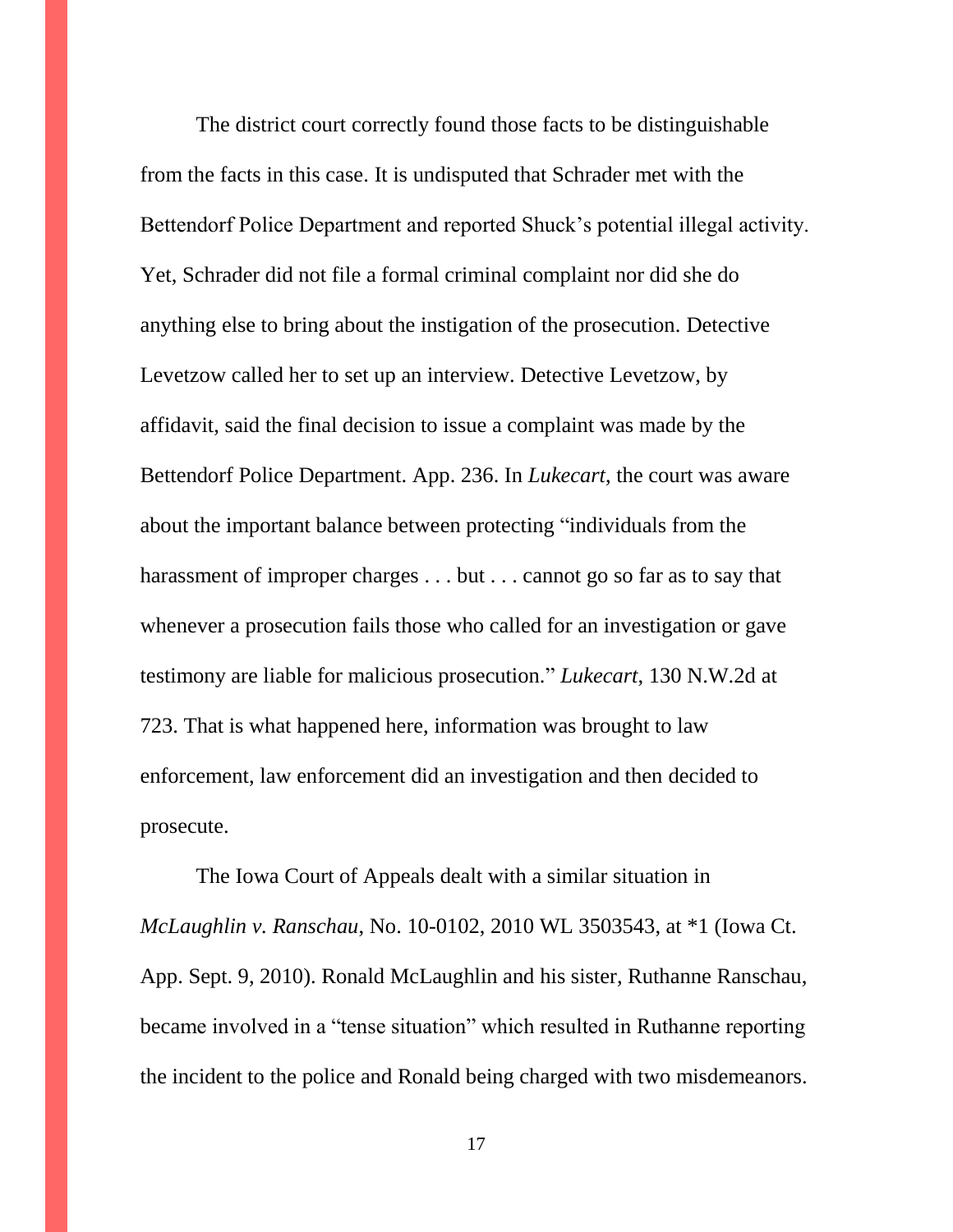The district court correctly found those facts to be distinguishable from the facts in this case. It is undisputed that Schrader met with the Bettendorf Police Department and reported Shuck's potential illegal activity. Yet, Schrader did not file a formal criminal complaint nor did she do anything else to bring about the instigation of the prosecution. Detective Levetzow called her to set up an interview. Detective Levetzow, by affidavit, said the final decision to issue a complaint was made by the Bettendorf Police Department. App. 236. In *Lukecart*, the court was aware about the important balance between protecting "individuals from the harassment of improper charges . . . but . . . cannot go so far as to say that whenever a prosecution fails those who called for an investigation or gave testimony are liable for malicious prosecution." *Lukecart*, 130 N.W.2d at 723. That is what happened here, information was brought to law enforcement, law enforcement did an investigation and then decided to prosecute.

The Iowa Court of Appeals dealt with a similar situation in *McLaughlin v. Ranschau*, No. 10-0102, 2010 WL 3503543, at *1 (Iowa Ct. App. Sept. 9, 2010). Ronald McLaughlin and his sister, Ruthanne Ranschau, became involved in a "tense situation" which resulted in Ruthanne reporting the incident to the police and Ronald being charged with two misdemeanors.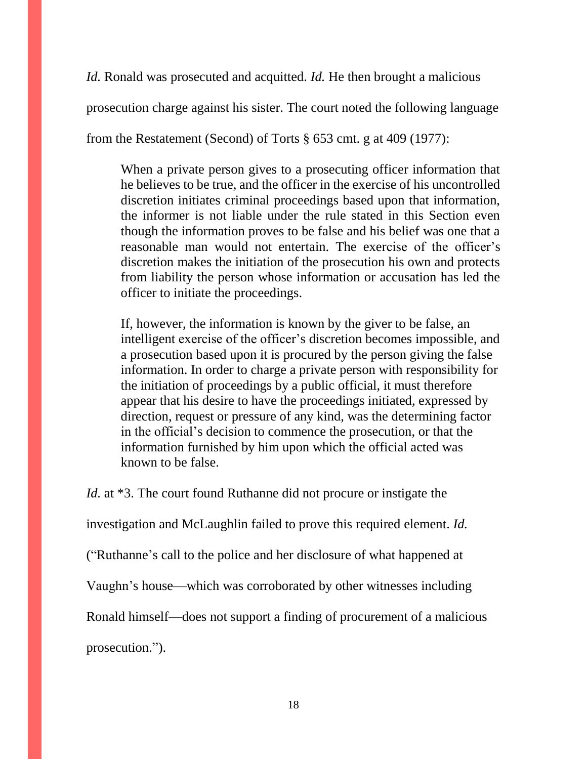*Id.* Ronald was prosecuted and acquitted. *Id.* He then brought a malicious prosecution charge against his sister. The court noted the following language from the Restatement (Second) of Torts § 653 cmt. g at 409 (1977):

> When a private person gives to a prosecuting officer information that he believes to be true, and the officer in the exercise of his uncontrolled discretion initiates criminal proceedings based upon that information, the informer is not liable under the rule stated in this Section even though the information proves to be false and his belief was one that a reasonable man would not entertain. The exercise of the officer's discretion makes the initiation of the prosecution his own and protects from liability the person whose information or accusation has led the officer to initiate the proceedings.
>
> If, however, the information is known by the giver to be false, an intelligent exercise of the officer's discretion becomes impossible, and a prosecution based upon it is procured by the person giving the false information. In order to charge a private person with responsibility for the initiation of proceedings by a public official, it must therefore appear that his desire to have the proceedings initiated, expressed by direction, request or pressure of any kind, was the determining factor in the official's decision to commence the prosecution, or that the information furnished by him upon which the official acted was known to be false.

*Id.* at *3. The court found Ruthanne did not procure or instigate the investigation and McLaughlin failed to prove this required element. *Id.* ("Ruthanne's call to the police and her disclosure of what happened at Vaughn's house—which was corroborated by other witnesses including Ronald himself—does not support a finding of procurement of a malicious prosecution.").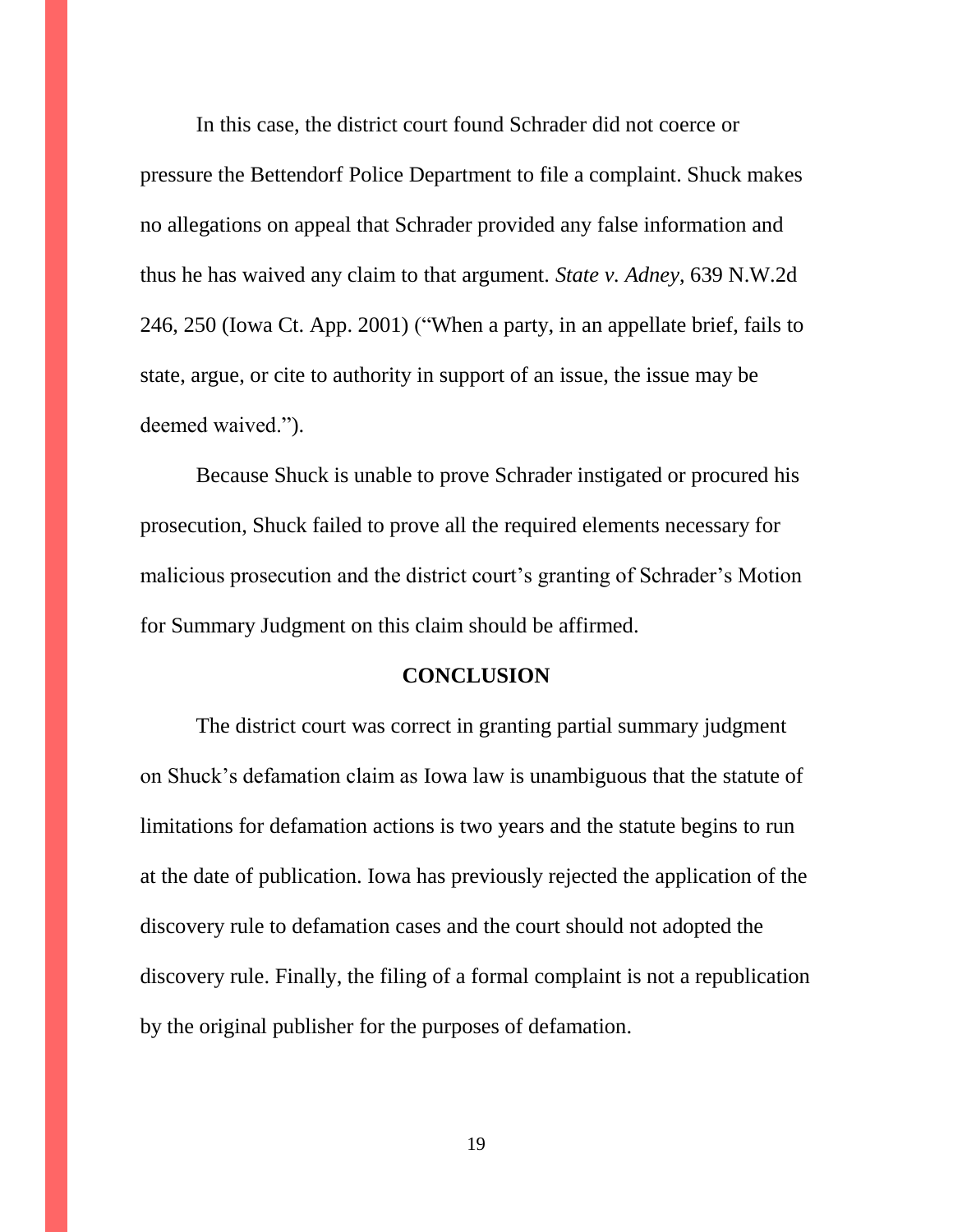In this case, the district court found Schrader did not coerce or pressure the Bettendorf Police Department to file a complaint. Shuck makes no allegations on appeal that Schrader provided any false information and thus he has waived any claim to that argument. *State v. Adney*, 639 N.W.2d 246, 250 (Iowa Ct. App. 2001) ("When a party, in an appellate brief, fails to state, argue, or cite to authority in support of an issue, the issue may be deemed waived.").

Because Shuck is unable to prove Schrader instigated or procured his prosecution, Shuck failed to prove all the required elements necessary for malicious prosecution and the district court's granting of Schrader's Motion for Summary Judgment on this claim should be affirmed.

## CONCLUSION

The district court was correct in granting partial summary judgment on Shuck's defamation claim as Iowa law is unambiguous that the statute of limitations for defamation actions is two years and the statute begins to run at the date of publication. Iowa has previously rejected the application of the discovery rule to defamation cases and the court should not adopted the discovery rule. Finally, the filing of a formal complaint is not a republication by the original publisher for the purposes of defamation.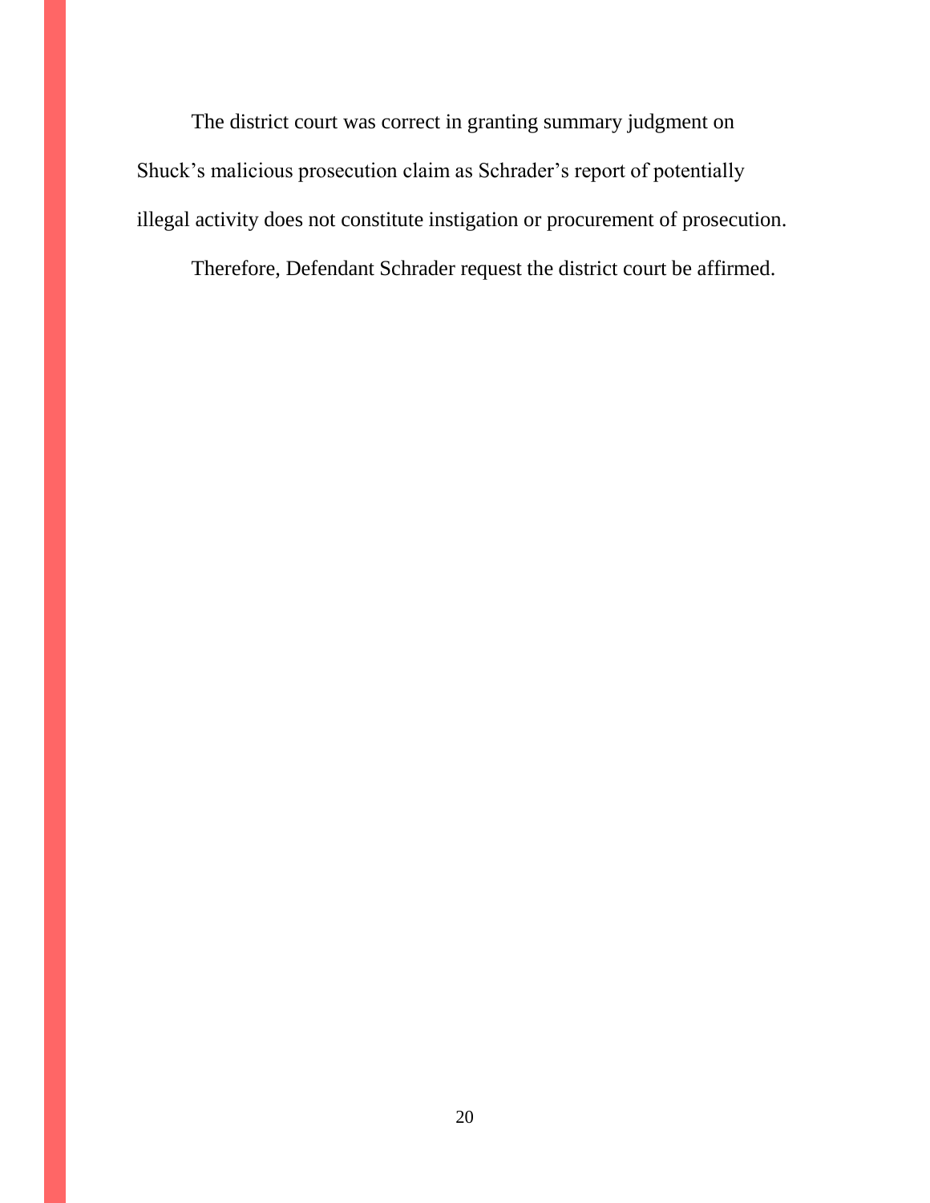The district court was correct in granting summary judgment on Shuck's malicious prosecution claim as Schrader's report of potentially illegal activity does not constitute instigation or procurement of prosecution.

Therefore, Defendant Schrader request the district court be affirmed.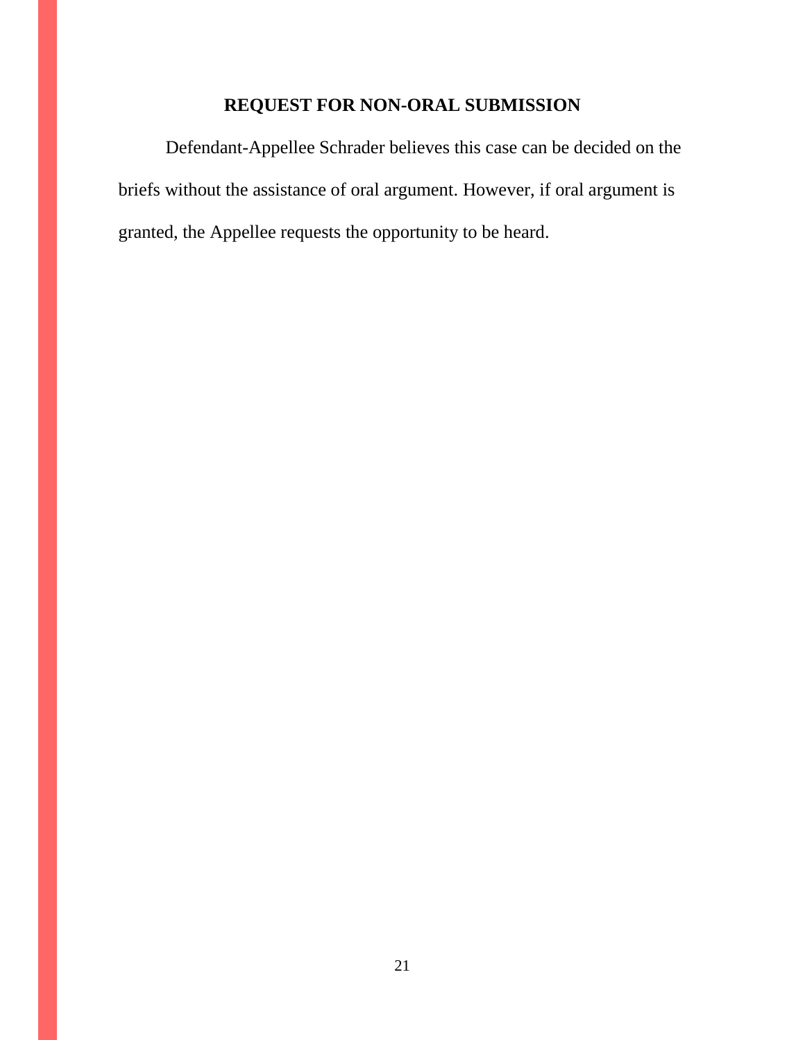## REQUEST FOR NON-ORAL SUBMISSION

Defendant-Appellee Schrader believes this case can be decided on the briefs without the assistance of oral argument. However, if oral argument is granted, the Appellee requests the opportunity to be heard.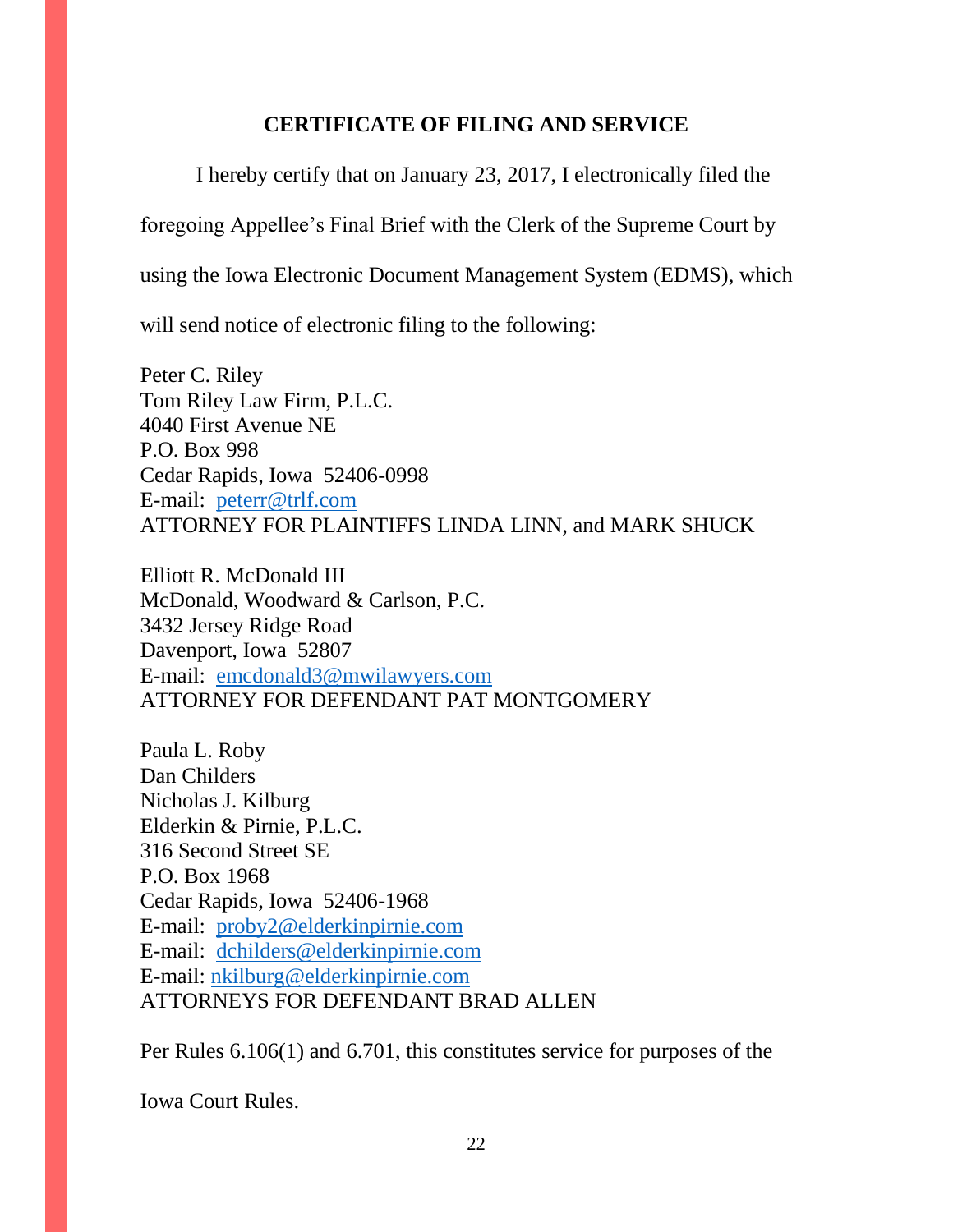## CERTIFICATE OF FILING AND SERVICE

I hereby certify that on January 23, 2017, I electronically filed the foregoing Appellee's Final Brief with the Clerk of the Supreme Court by using the Iowa Electronic Document Management System (EDMS), which will send notice of electronic filing to the following:

Peter C. Riley  
Tom Riley Law Firm, P.L.C.  
4040 First Avenue NE  
P.O. Box 998  
Cedar Rapids, Iowa 52406-0998  
E-mail: peterr@trlf.com  
ATTORNEY FOR PLAINTIFFS LINDA LINN, and MARK SHUCK

Elliott R. McDonald III  
McDonald, Woodward & Carlson, P.C.  
3432 Jersey Ridge Road  
Davenport, Iowa 52807  
E-mail: emcdonald3@mwilawyers.com  
ATTORNEY FOR DEFENDANT PAT MONTGOMERY

Paula L. Roby  
Dan Childers  
Nicholas J. Kilburg  
Elderkin & Pirnie, P.L.C.  
316 Second Street SE  
P.O. Box 1968  
Cedar Rapids, Iowa 52406-1968  
E-mail: proby2@elderkinpirnie.com  
E-mail: dchilders@elderkinpirnie.com  
E-mail: nkilburg@elderkinpirnie.com  
ATTORNEYS FOR DEFENDANT BRAD ALLEN

Per Rules 6.106(1) and 6.701, this constitutes service for purposes of the Iowa Court Rules.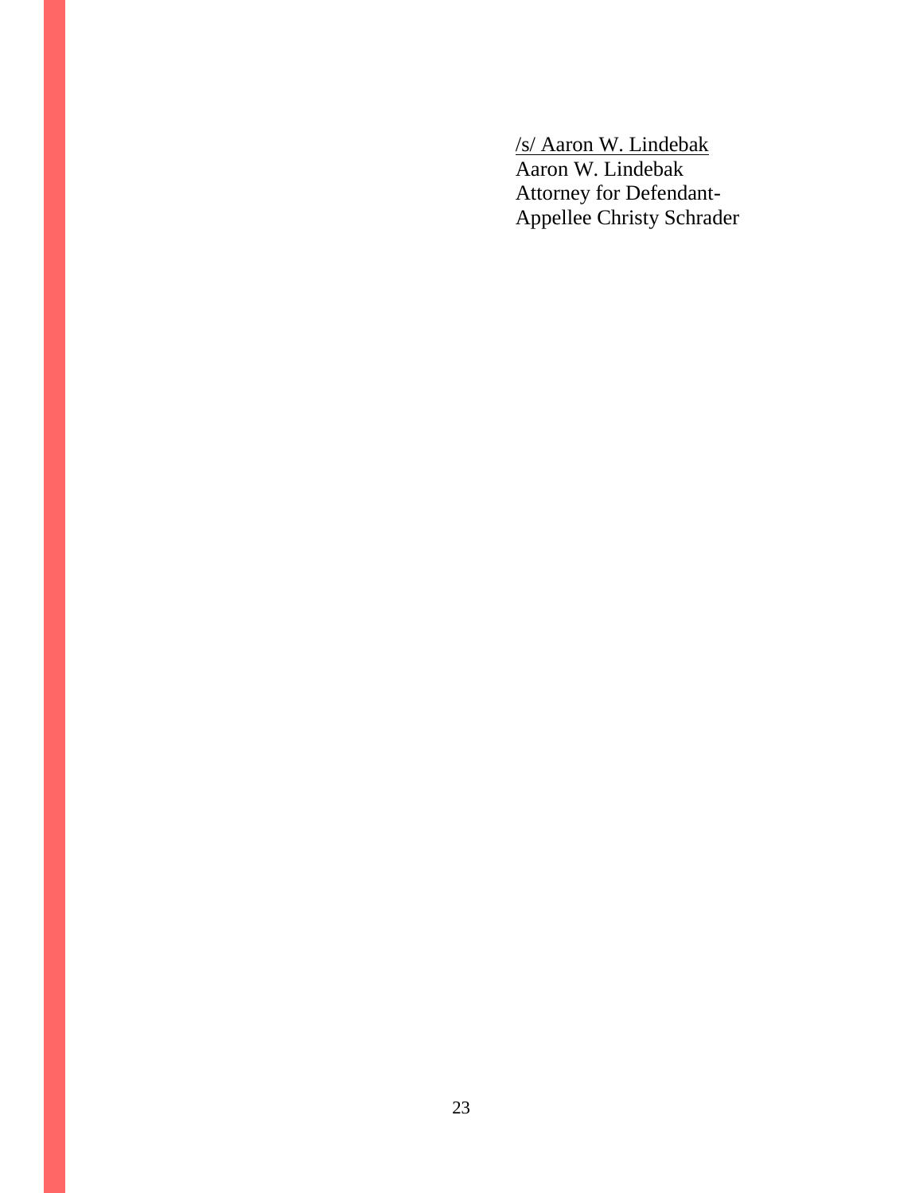/s/ Aaron W. Lindebak
Aaron W. Lindebak
Attorney for Defendant-
Appellee Christy Schrader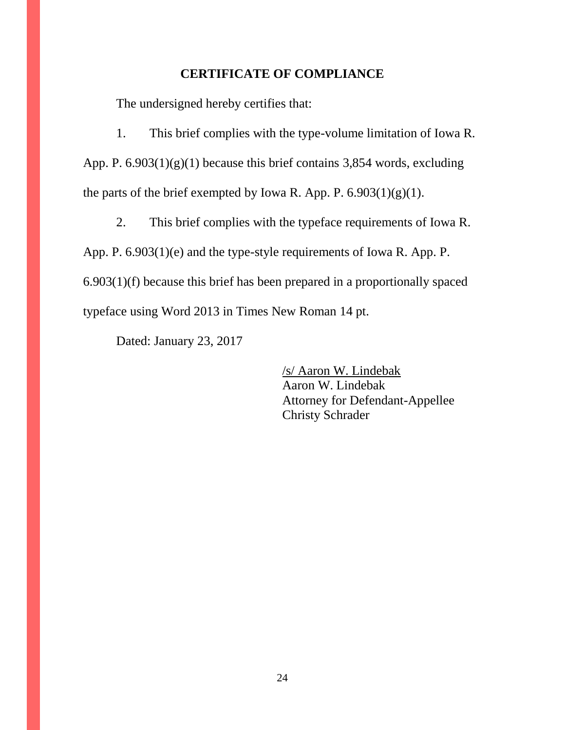## CERTIFICATE OF COMPLIANCE

The undersigned hereby certifies that:

1. This brief complies with the type-volume limitation of Iowa R. App. P. 6.903(1)(g)(1) because this brief contains 3,854 words, excluding the parts of the brief exempted by Iowa R. App. P. 6.903(1)(g)(1).

2. This brief complies with the typeface requirements of Iowa R. App. P. 6.903(1)(e) and the type-style requirements of Iowa R. App. P. 6.903(1)(f) because this brief has been prepared in a proportionally spaced typeface using Word 2013 in Times New Roman 14 pt.

Dated: January 23, 2017

/s/ Aaron W. Lindebak
Aaron W. Lindebak
Attorney for Defendant-Appellee
Christy Schrader